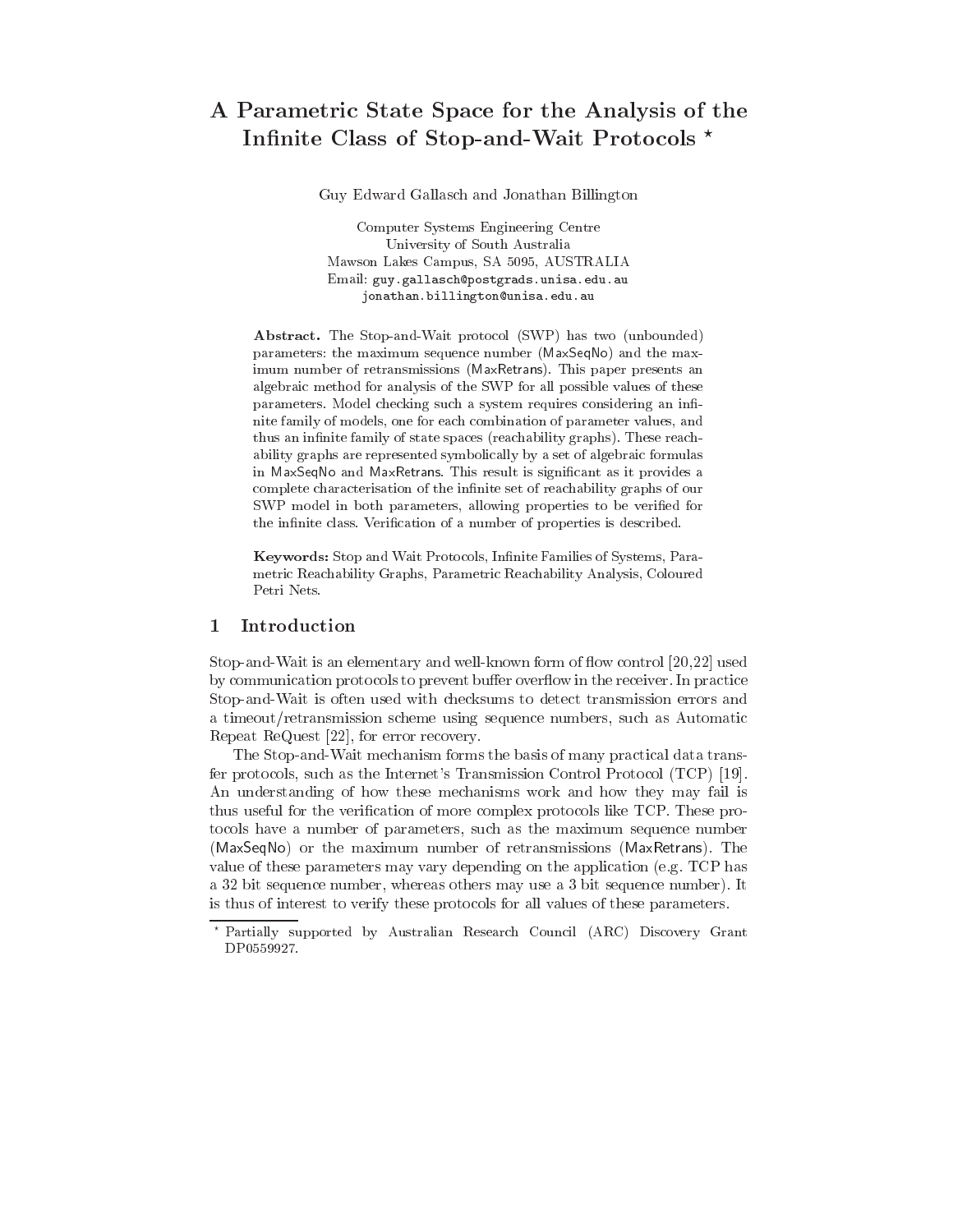# A Parametric State Space for the Analysis of the Infinite Class of Stop-and-Wait Protocols *

Guy Edward Gallasch and Jonathan Billington

Computer Systems Engineering Centre
University of South Australia
Mawson Lakes Campus, SA 5095, AUSTRALIA
Email: guy.gallasch@postgrads.unisa.edu.au
jonathan.billington@unisa.edu.au

**Abstract.** The Stop-and-Wait protocol (SWP) has two (unbounded) parameters: the maximum sequence number (MaxSeqNo) and the maximum number of retransmissions (MaxRetrans). This paper presents an algebraic method for analysis of the SWP for all possible values of these parameters. Model checking such a system requires considering an infinite family of models, one for each combination of parameter values, and thus an infinite family of state spaces (reachability graphs). These reachability graphs are represented symbolically by a set of algebraic formulas in MaxSeqNo and MaxRetrans. This result is significant as it provides a complete characterisation of the infinite set of reachability graphs of our SWP model in both parameters, allowing properties to be verified for the infinite class. Verification of a number of properties is described.

**Keywords:** Stop and Wait Protocols, Infinite Families of Systems, Parametric Reachability Graphs, Parametric Reachability Analysis, Coloured Petri Nets.

## 1 Introduction

Stop-and-Wait is an elementary and well-known form of flow control [20,22] used by communication protocols to prevent buffer overflow in the receiver. In practice Stop-and-Wait is often used with checksums to detect transmission errors and a timeout/retransmission scheme using sequence numbers, such as Automatic Repeat ReQuest [22], for error recovery.

The Stop-and-Wait mechanism forms the basis of many practical data transfer protocols, such as the Internet's Transmission Control Protocol (TCP) [19]. An understanding of how these mechanisms work and how they may fail is thus useful for the verification of more complex protocols like TCP. These protocols have a number of parameters, such as the maximum sequence number (MaxSeqNo) or the maximum number of retransmissions (MaxRetrans). The value of these parameters may vary depending on the application (e.g. TCP has a 32 bit sequence number, whereas others may use a 3 bit sequence number). It is thus of interest to verify these protocols for all values of these parameters.

* Partially supported by Australian Research Council (ARC) Discovery Grant DP0559927.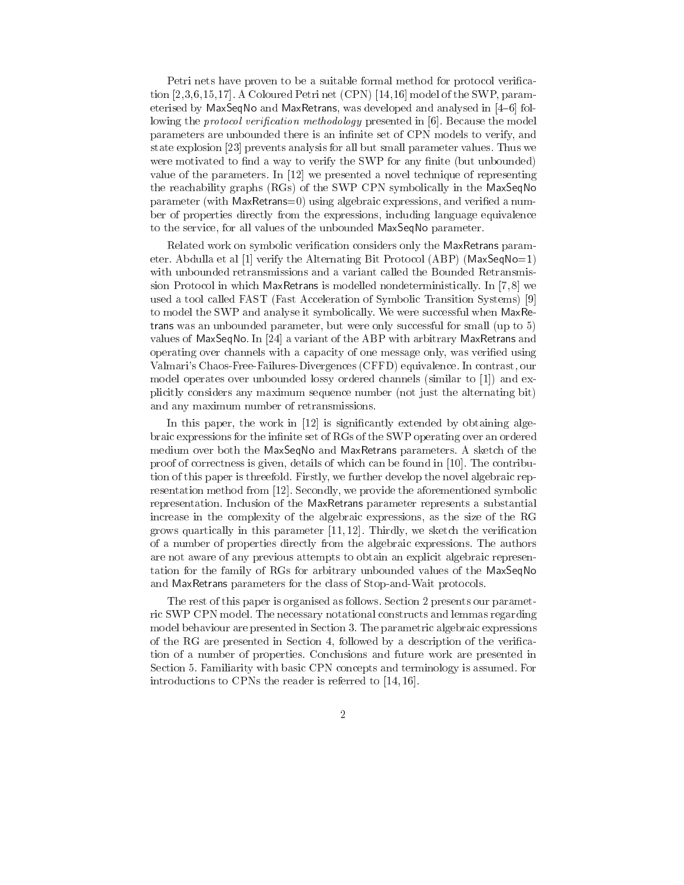Petri nets have proven to be a suitable formal method for protocol verification [2,3,6,15,17]. A Coloured Petri net (CPN) [14,16] model of the SWP, parameterised by MaxSeqNo and MaxRetrans, was developed and analysed in [4–6] following the *protocol verification methodology* presented in [6]. Because the model parameters are unbounded there is an infinite set of CPN models to verify, and state explosion [23] prevents analysis for all but small parameter values. Thus we were motivated to find a way to verify the SWP for any finite (but unbounded) value of the parameters. In [12] we presented a novel technique of representing the reachability graphs (RGs) of the SWP CPN symbolically in the MaxSeqNo parameter (with MaxRetrans=0) using algebraic expressions, and verified a number of properties directly from the expressions, including language equivalence to the service, for all values of the unbounded MaxSeqNo parameter.

Related work on symbolic verification considers only the MaxRetrans parameter. Abdulla et al [1] verify the Alternating Bit Protocol (ABP) (MaxSeqNo=1) with unbounded retransmissions and a variant called the Bounded Retransmission Protocol in which MaxRetrans is modelled nondeterministically. In [7,8] we used a tool called FAST (Fast Acceleration of Symbolic Transition Systems) [9] to model the SWP and analyse it symbolically. We were successful when MaxRetrans was an unbounded parameter, but were only successful for small (up to 5) values of MaxSeqNo. In [24] a variant of the ABP with arbitrary MaxRetrans and operating over channels with a capacity of one message only, was verified using Valmari's Chaos-Free-Failures-Divergences (CFFD) equivalence. In contrast, our model operates over unbounded lossy ordered channels (similar to [1]) and explicitly considers any maximum sequence number (not just the alternating bit) and any maximum number of retransmissions.

In this paper, the work in [12] is significantly extended by obtaining algebraic expressions for the infinite set of RGs of the SWP operating over an ordered medium over both the MaxSeqNo and MaxRetrans parameters. A sketch of the proof of correctness is given, details of which can be found in [10]. The contribution of this paper is threefold. Firstly, we further develop the novel algebraic representation method from [12]. Secondly, we provide the aforementioned symbolic representation. Inclusion of the MaxRetrans parameter represents a substantial increase in the complexity of the algebraic expressions, as the size of the RG grows quartically in this parameter [11,12]. Thirdly, we sketch the verification of a number of properties directly from the algebraic expressions. The authors are not aware of any previous attempts to obtain an explicit algebraic representation for the family of RGs for arbitrary unbounded values of the MaxSeqNo and MaxRetrans parameters for the class of Stop-and-Wait protocols.

The rest of this paper is organised as follows. Section 2 presents our parametric SWP CPN model. The necessary notational constructs and lemmas regarding model behaviour are presented in Section 3. The parametric algebraic expressions of the RG are presented in Section 4, followed by a description of the verification of a number of properties. Conclusions and future work are presented in Section 5. Familiarity with basic CPN concepts and terminology is assumed. For introductions to CPNs the reader is referred to [14,16].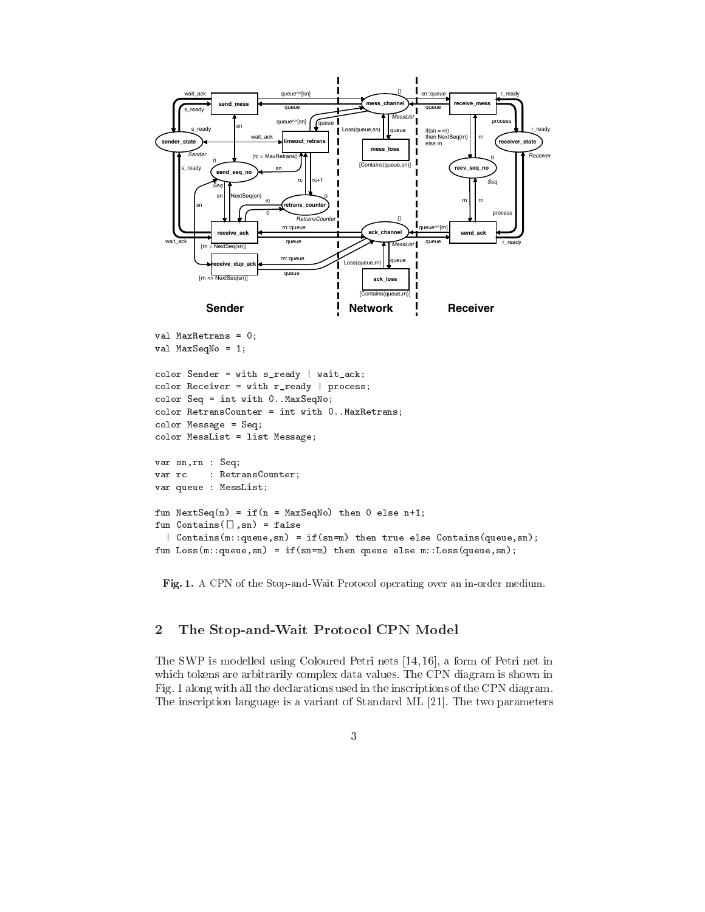```
val MaxRetrans = 0;
val MaxSeqNo = 1;

color Sender = with s_ready | wait_ack;
color Receiver = with r_ready | process;
color Seq = int with 0..MaxSeqNo;
color RetransCounter = int with 0..MaxRetrans;
color Message = Seq;
color MessList = list Message;

var sn,rn : Seq;
var rc    : RetransCounter;
var queue : MessList;

fun NextSeq(n) = if(n = MaxSeqNo) then 0 else n+1;
fun Contains([],sn) = false
  | Contains(m::queue,sn) = if(sn=m) then true else Contains(queue,sn);
fun Loss(m::queue,sn) = if(sn=m) then queue else m::Loss(queue,sn);
```

**Fig. 1.** A CPN of the Stop-and-Wait Protocol operating over an in-order medium.

## 2 The Stop-and-Wait Protocol CPN Model

The SWP is modelled using Coloured Petri nets [14,16], a form of Petri net in which tokens are arbitrarily complex data values. The CPN diagram is shown in Fig. 1 along with all the declarations used in the inscriptions of the CPN diagram. The inscription language is a variant of Standard ML [21]. The two parameters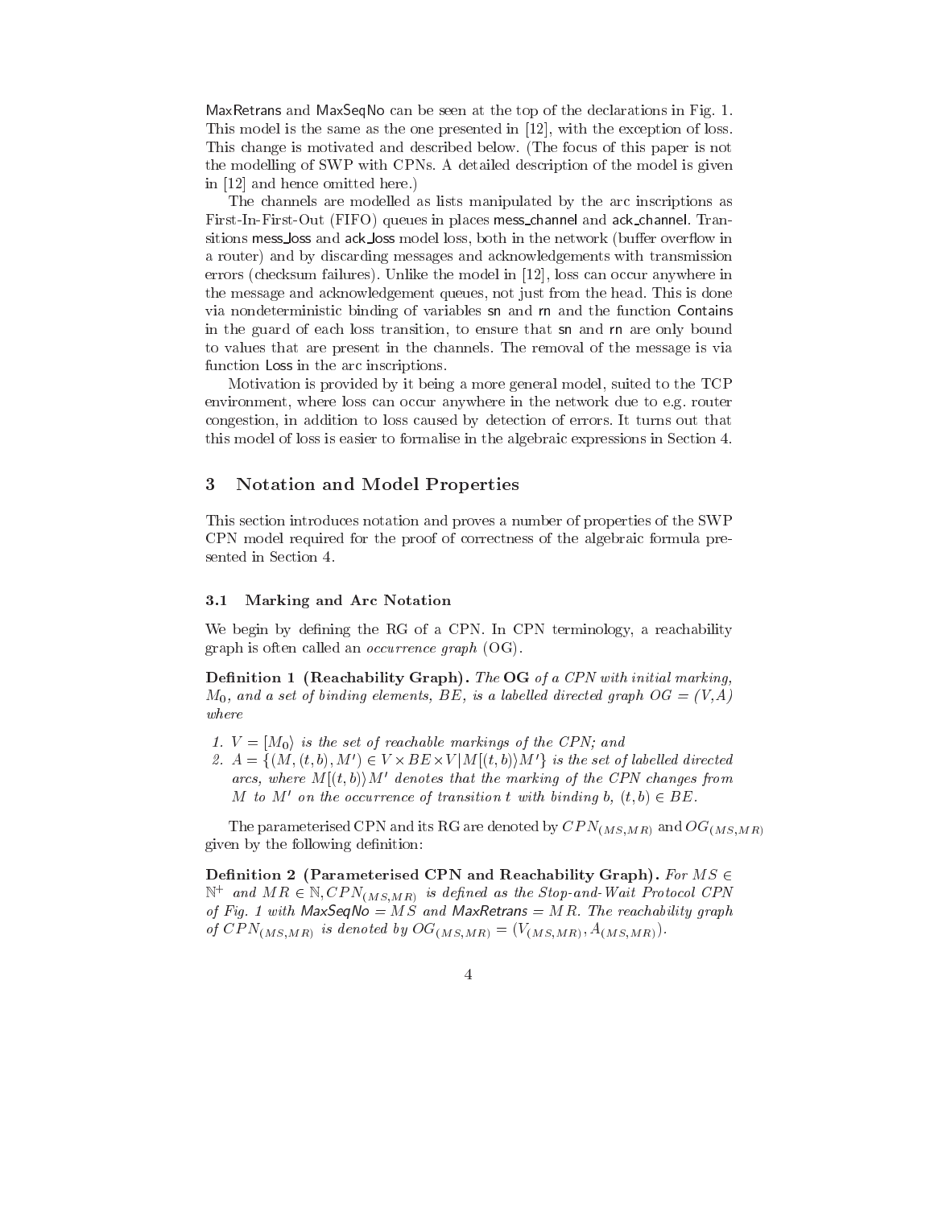MaxRetrans and MaxSeqNo can be seen at the top of the declarations in Fig. 1. This model is the same as the one presented in [12], with the exception of loss. This change is motivated and described below. (The focus of this paper is not the modelling of SWP with CPNs. A detailed description of the model is given in [12] and hence omitted here.)

The channels are modelled as lists manipulated by the arc inscriptions as First-In-First-Out (FIFO) queues in places mess_channel and ack_channel. Transitions mess_loss and ack_loss model loss, both in the network (buffer overflow in a router) and by discarding messages and acknowledgements with transmission errors (checksum failures). Unlike the model in [12], loss can occur anywhere in the message and acknowledgement queues, not just from the head. This is done via nondeterministic binding of variables sn and rn and the function Contains in the guard of each loss transition, to ensure that sn and rn are only bound to values that are present in the channels. The removal of the message is via function Loss in the arc inscriptions.

Motivation is provided by it being a more general model, suited to the TCP environment, where loss can occur anywhere in the network due to e.g. router congestion, in addition to loss caused by detection of errors. It turns out that this model of loss is easier to formalise in the algebraic expressions in Section 4.

## 3 Notation and Model Properties

This section introduces notation and proves a number of properties of the SWP CPN model required for the proof of correctness of the algebraic formula presented in Section 4.

### 3.1 Marking and Arc Notation

We begin by defining the RG of a CPN. In CPN terminology, a reachability graph is often called an *occurrence graph* (OG).

**Definition 1 (Reachability Graph).** *The* **OG** *of a CPN with initial marking, $M_0$, and a set of binding elements, $BE$, is a labelled directed graph $OG = (V, A)$ where*

1. *$V = [M_0\rangle$ is the set of reachable markings of the CPN; and*
2. *$A = \{(M, (t, b), M') \in V \times BE \times V | M[(t, b)\rangle M'\}$ is the set of labelled directed arcs, where $M[(t, b)\rangle M'$ denotes that the marking of the CPN changes from $M$ to $M'$ on the occurrence of transition $t$ with binding $b$, $(t, b) \in BE$.*

The parameterised CPN and its RG are denoted by $CPN_{(MS,MR)}$ and $OG_{(MS,MR)}$ given by the following definition:

**Definition 2 (Parameterised CPN and Reachability Graph).** *For $MS \in \mathbb{N}^+$ and $MR \in \mathbb{N}$, $CPN_{(MS,MR)}$ is defined as the Stop-and-Wait Protocol CPN of Fig. 1 with MaxSeqNo $= MS$ and MaxRetrans $= MR$. The reachability graph of $CPN_{(MS,MR)}$ is denoted by $OG_{(MS,MR)} = (V_{(MS,MR)}, A_{(MS,MR)})$.*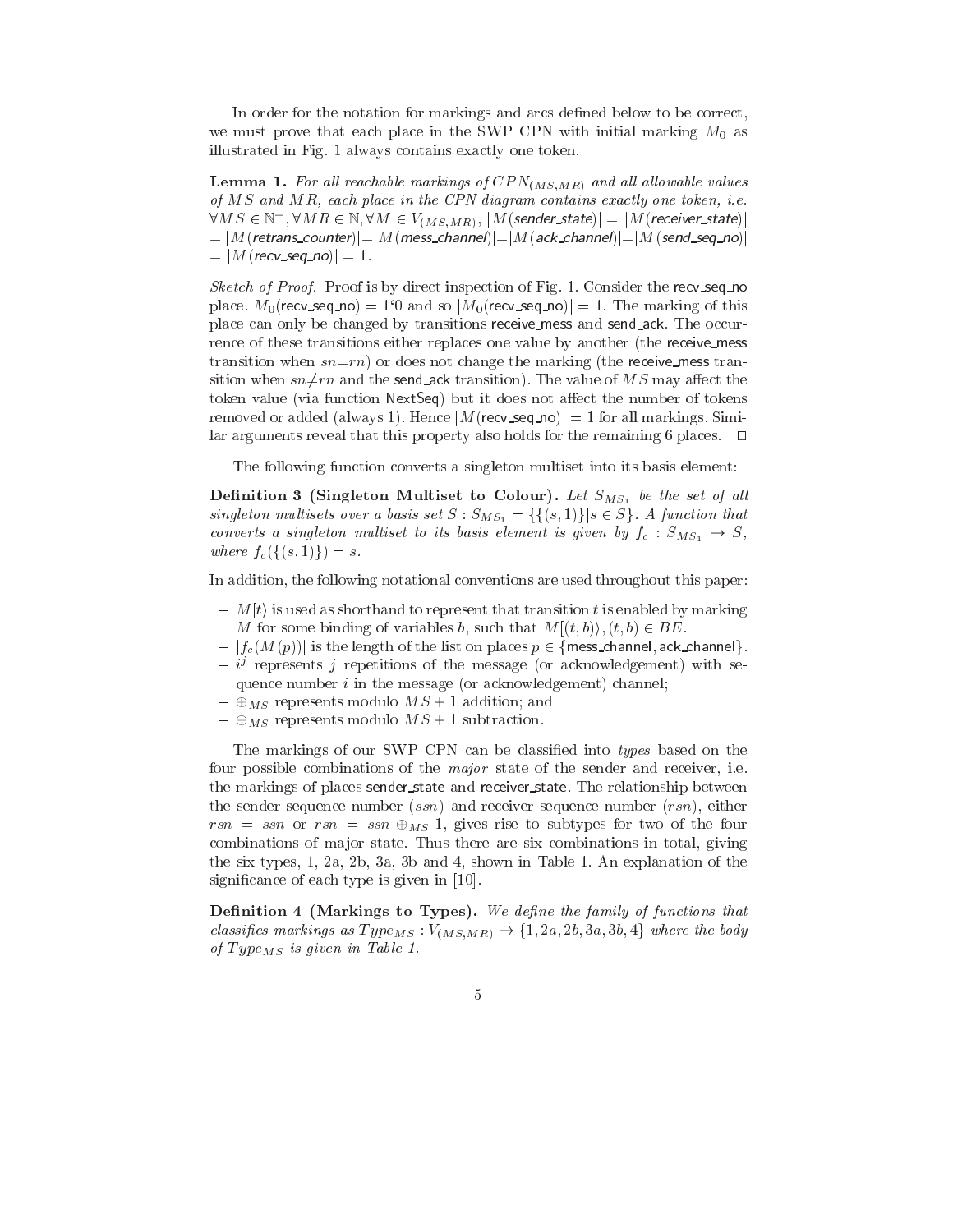In order for the notation for markings and arcs defined below to be correct, we must prove that each place in the SWP CPN with initial marking $M_0$ as illustrated in Fig. 1 always contains exactly one token.

**Lemma 1.** *For all reachable markings of $CPN_{(MS,MR)}$ and all allowable values of $MS$ and $MR$, each place in the CPN diagram contains exactly one token, i.e.* $\forall MS \in \mathbb{N}^+, \forall MR \in \mathbb{N}, \forall M \in V_{(MS,MR)}, |M(\textsf{sender\_state})| = |M(\textsf{receiver\_state})| = |M(\textsf{retrans\_counter})| = |M(\textsf{mess\_channel})| = |M(\textsf{ack\_channel})| = |M(\textsf{send\_seq\_no})| = |M(\textsf{recv\_seq\_no})| = 1$.

*Sketch of Proof.* Proof is by direct inspection of Fig. 1. Consider the recv_seq_no place. $M_0(\textsf{recv\_seq\_no}) = 1`0$ and so $|M_0(\textsf{recv\_seq\_no})| = 1$. The marking of this place can only be changed by transitions receive_mess and send_ack. The occurrence of these transitions either replaces one value by another (the receive_mess transition when $sn{=}rn$) or does not change the marking (the receive_mess transition when $sn{\neq}rn$ and the send_ack transition). The value of $MS$ may affect the token value (via function NextSeq) but it does not affect the number of tokens removed or added (always 1). Hence $|M(\textsf{recv\_seq\_no})| = 1$ for all markings. Similar arguments reveal that this property also holds for the remaining 6 places. □

The following function converts a singleton multiset into its basis element:

**Definition 3 (Singleton Multiset to Colour).** *Let $S_{MS_1}$ be the set of all singleton multisets over a basis set $S$ : $S_{MS_1} = \{\{(s, 1)\}|s \in S\}$. A function that converts a singleton multiset to its basis element is given by $f_c : S_{MS_1} \rightarrow S$, where $f_c(\{(s, 1)\}) = s$.*

In addition, the following notational conventions are used throughout this paper:

- $M[t\rangle$ is used as shorthand to represent that transition $t$ is enabled by marking $M$ for some binding of variables $b$, such that $M[(t, b)\rangle, (t, b) \in BE$.
- $|f_c(M(p))|$ is the length of the list on places $p \in \{\textsf{mess\_channel}, \textsf{ack\_channel}\}$.
- $i^j$ represents $j$ repetitions of the message (or acknowledgement) with sequence number $i$ in the message (or acknowledgement) channel;
- $\oplus_{MS}$ represents modulo $MS + 1$ addition; and
- $\ominus_{MS}$ represents modulo $MS + 1$ subtraction.

The markings of our SWP CPN can be classified into *types* based on the four possible combinations of the *major* state of the sender and receiver, i.e. the markings of places sender_state and receiver_state. The relationship between the sender sequence number ($ssn$) and receiver sequence number ($rsn$), either $rsn = ssn$ or $rsn = ssn \oplus_{MS} 1$, gives rise to subtypes for two of the four combinations of major state. Thus there are six combinations in total, giving the six types, 1, 2a, 2b, 3a, 3b and 4, shown in Table 1. An explanation of the significance of each type is given in [10].

**Definition 4 (Markings to Types).** *We define the family of functions that classifies markings as $Type_{MS} : V_{(MS,MR)} \rightarrow \{1, 2a, 2b, 3a, 3b, 4\}$ where the body of $Type_{MS}$ is given in Table 1.*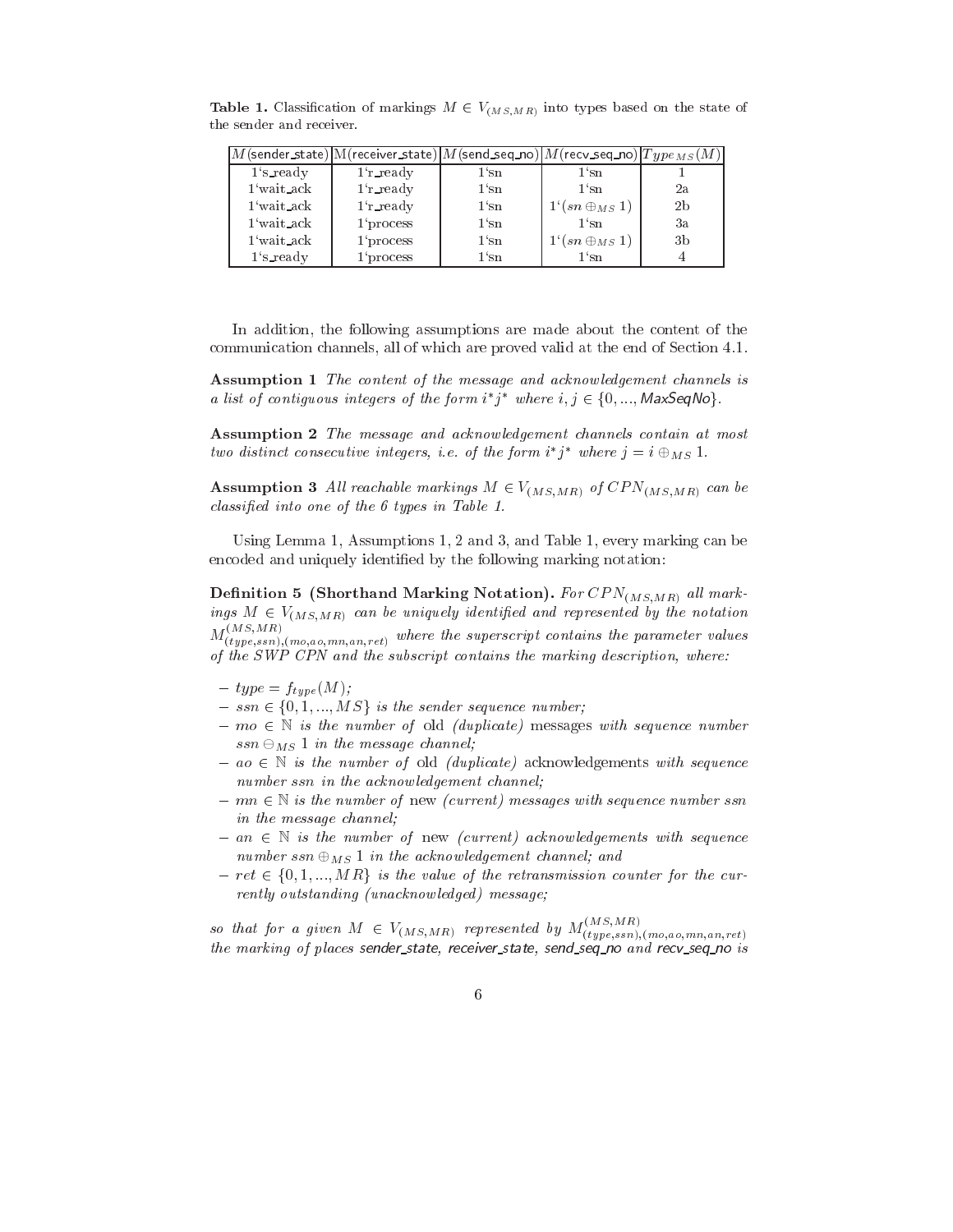**Table 1.** Classification of markings $M \in V_{(MS,MR)}$ into types based on the state of the sender and receiver.

| $M$(sender_state) | M(receiver_state) | $M$(send_seq_no) | $M$(recv_seq_no) | $Type_{MS}(M)$ |
|---|---|---|---|---|
| 1‘s_ready | 1‘r_ready | 1‘sn | 1‘sn | 1 |
| 1‘wait_ack | 1‘r_ready | 1‘sn | 1‘sn | 2a |
| 1‘wait_ack | 1‘r_ready | 1‘sn | 1‘$(sn \oplus_{MS} 1)$ | 2b |
| 1‘wait_ack | 1‘process | 1‘sn | 1‘sn | 3a |
| 1‘wait_ack | 1‘process | 1‘sn | 1‘$(sn \oplus_{MS} 1)$ | 3b |
| 1‘s_ready | 1‘process | 1‘sn | 1‘sn | 4 |

In addition, the following assumptions are made about the content of the communication channels, all of which are proved valid at the end of Section 4.1.

**Assumption 1** *The content of the message and acknowledgement channels is a list of contiguous integers of the form $i^*j^*$ where $i, j \in \{0, ..., MaxSeqNo\}$.*

**Assumption 2** *The message and acknowledgement channels contain at most two distinct consecutive integers, i.e. of the form $i^*j^*$ where $j = i \oplus_{MS} 1$.*

**Assumption 3** *All reachable markings $M \in V_{(MS,MR)}$ of $CPN_{(MS,MR)}$ can be classified into one of the 6 types in Table 1.*

Using Lemma 1, Assumptions 1, 2 and 3, and Table 1, every marking can be encoded and uniquely identified by the following marking notation:

**Definition 5 (Shorthand Marking Notation).** *For $CPN_{(MS,MR)}$ all markings $M \in V_{(MS,MR)}$ can be uniquely identified and represented by the notation $M^{(MS,MR)}_{(type,ssn),(mo,ao,mn,an,ret)}$ where the superscript contains the parameter values of the SWP CPN and the subscript contains the marking description, where:*

- *$type = f_{type}(M)$;*
- *$ssn \in \{0, 1, ..., MS\}$ is the sender sequence number;*
- *$mo \in \mathbb{N}$ is the number of* old *(duplicate)* messages *with sequence number $ssn \ominus_{MS} 1$ in the message channel;*
- *$ao \in \mathbb{N}$ is the number of* old *(duplicate)* acknowledgements *with sequence number $ssn$ in the acknowledgement channel;*
- *$mn \in \mathbb{N}$ is the number of* new *(current) messages with sequence number $ssn$ in the message channel;*
- *$an \in \mathbb{N}$ is the number of* new *(current) acknowledgements with sequence number $ssn \oplus_{MS} 1$ in the acknowledgement channel; and*
- *$ret \in \{0, 1, ..., MR\}$ is the value of the retransmission counter for the currently outstanding (unacknowledged) message;*

*so that for a given $M \in V_{(MS,MR)}$ represented by $M^{(MS,MR)}_{(type,ssn),(mo,ao,mn,an,ret)}$ the marking of places sender_state, receiver_state, send_seq_no and recv_seq_no is*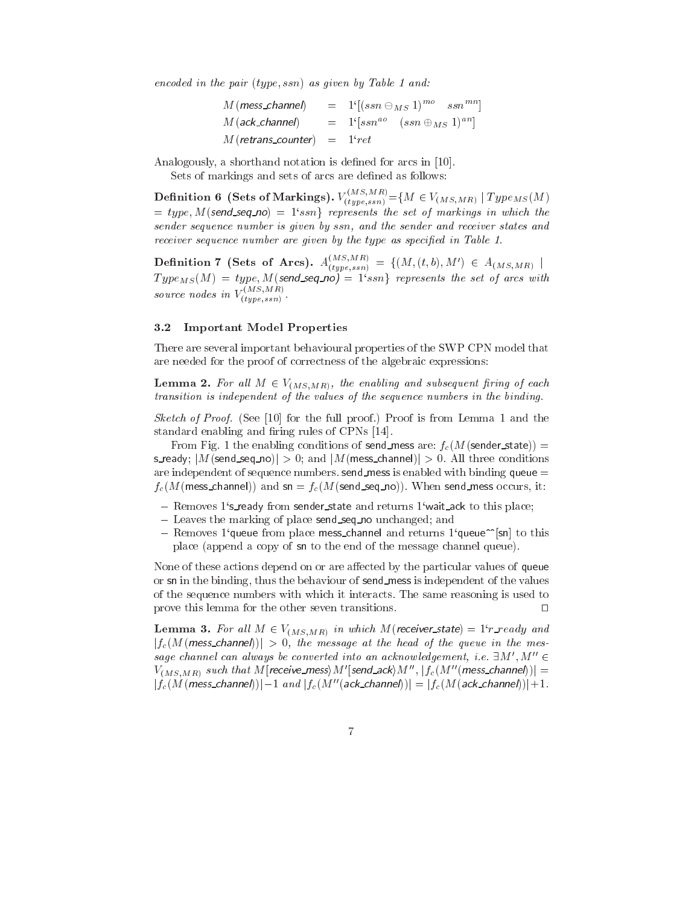*encoded in the pair $(type, ssn)$ as given by Table 1 and:*

$$
\begin{aligned}
M(\textsf{mess\_channel}) &= 1`[(ssn \ominus_{MS} 1)^{mo} \quad ssn^{mn}] \\
M(\textsf{ack\_channel}) &= 1`[ssn^{ao} \quad (ssn \oplus_{MS} 1)^{an}] \\
M(\textsf{retrans\_counter}) &= 1`ret
\end{aligned}
$$

Analogously, a shorthand notation is defined for arcs in [10].

Sets of markings and sets of arcs are defined as follows:

**Definition 6 (Sets of Markings).** $V^{(MS,MR)}_{(type,ssn)} = \{M \in V_{(MS,MR)} \mid Type_{MS}(M) = type, M(\textsf{send\_seq\_no}) = 1`ssn\}$ *represents the set of markings in which the sender sequence number is given by ssn, and the sender and receiver states and receiver sequence number are given by the type as specified in Table 1.*

**Definition 7 (Sets of Arcs).** $A^{(MS,MR)}_{(type,ssn)} = \{(M,(t,b),M') \in A_{(MS,MR)} \mid Type_{MS}(M) = type, M(\textsf{send\_seq\_no}) = 1`ssn\}$ *represents the set of arcs with source nodes in* $V^{(MS,MR)}_{(type,ssn)}$.

### 3.2 Important Model Properties

There are several important behavioural properties of the SWP CPN model that are needed for the proof of correctness of the algebraic expressions:

**Lemma 2.** *For all $M \in V_{(MS,MR)}$, the enabling and subsequent firing of each transition is independent of the values of the sequence numbers in the binding.*

*Sketch of Proof.* (See [10] for the full proof.) Proof is from Lemma 1 and the standard enabling and firing rules of CPNs [14].

From Fig. 1 the enabling conditions of send_mess are: $f_c(M(\textsf{sender\_state})) =$ s_ready; $|M(\textsf{send\_seq\_no})| > 0$; and $|M(\textsf{mess\_channel})| > 0$. All three conditions are independent of sequence numbers. send_mess is enabled with binding queue = $f_c(M(\textsf{mess\_channel}))$ and sn = $f_c(M(\textsf{send\_seq\_no}))$. When send_mess occurs, it:

- Removes 1`s_ready from sender_state and returns 1`wait_ack to this place;
- Leaves the marking of place send_seq_no unchanged; and
- Removes 1`queue from place mess_channel and returns 1`queue^^[sn] to this place (append a copy of sn to the end of the message channel queue).

None of these actions depend on or are affected by the particular values of queue or sn in the binding, thus the behaviour of send_mess is independent of the values of the sequence numbers with which it interacts. The same reasoning is used to prove this lemma for the other seven transitions. □

**Lemma 3.** *For all $M \in V_{(MS,MR)}$ in which $M(\textsf{receiver\_state}) = 1`r\_ready$ and $|f_c(M(\textsf{mess\_channel}))| > 0$, the message at the head of the queue in the message channel can always be converted into an acknowledgement, i.e. $\exists M', M'' \in V_{(MS,MR)}$ such that $M[\textsf{receive\_mess}\rangle M'[\textsf{send\_ack}\rangle M''$, $|f_c(M''(\textsf{mess\_channel}))| = |f_c(M(\textsf{mess\_channel}))| - 1$ and $|f_c(M''(\textsf{ack\_channel}))| = |f_c(M(\textsf{ack\_channel}))| + 1$.*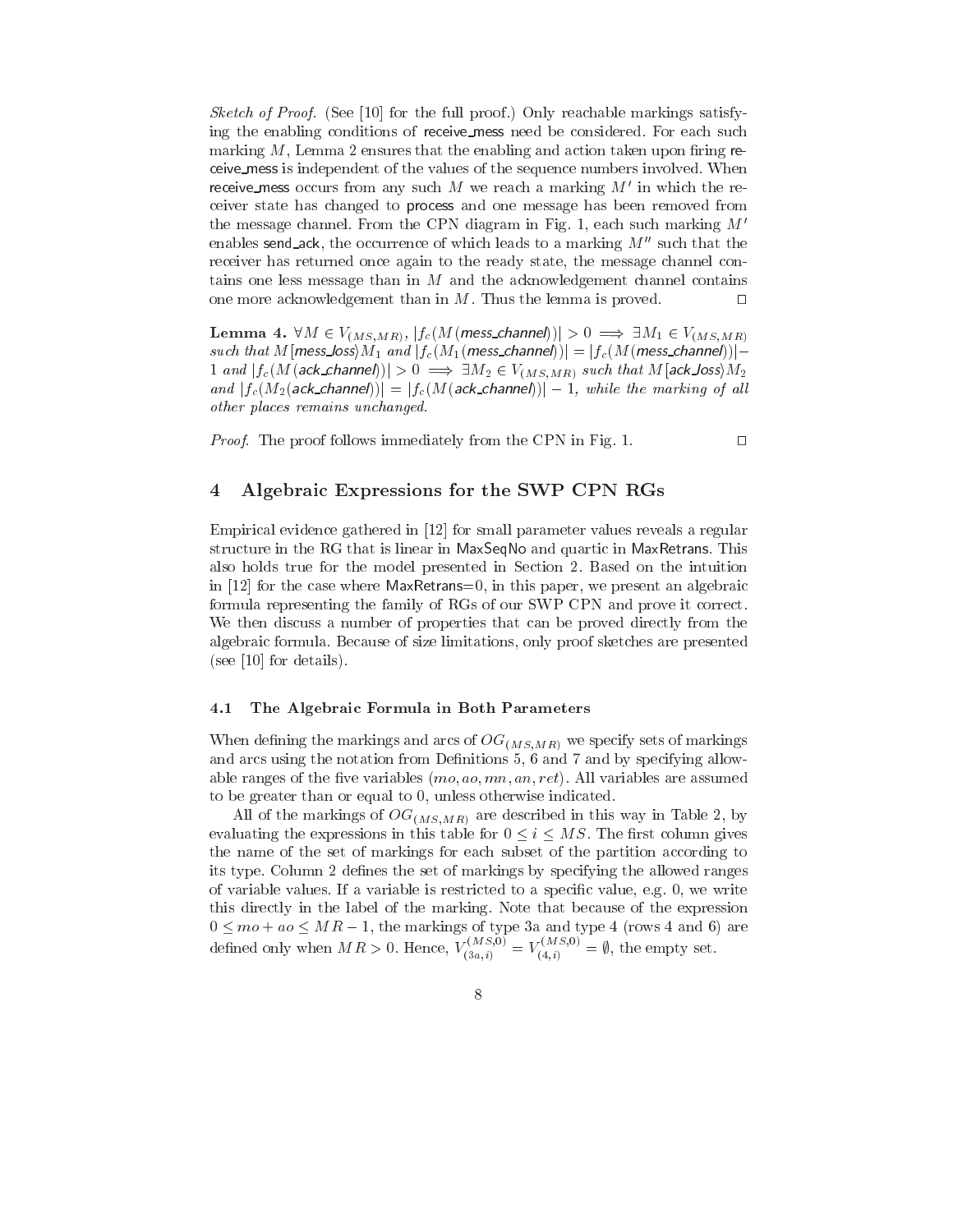*Sketch of Proof.* (See [10] for the full proof.) Only reachable markings satisfying the enabling conditions of receive_mess need be considered. For each such marking $M$, Lemma 2 ensures that the enabling and action taken upon firing receive_mess is independent of the values of the sequence numbers involved. When receive_mess occurs from any such $M$ we reach a marking $M'$ in which the receiver state has changed to process and one message has been removed from the message channel. From the CPN diagram in Fig. 1, each such marking $M'$ enables send_ack, the occurrence of which leads to a marking $M''$ such that the receiver has returned once again to the ready state, the message channel contains one less message than in $M$ and the acknowledgement channel contains one more acknowledgement than in $M$. Thus the lemma is proved. □

**Lemma 4.** *$\forall M \in V_{(MS,MR)}$, $|f_c(M(\textsf{mess\_channel}))| > 0 \implies \exists M_1 \in V_{(MS,MR)}$ such that $M[\textsf{mess\_loss}\rangle M_1$ and $|f_c(M_1(\textsf{mess\_channel}))| = |f_c(M(\textsf{mess\_channel}))| - 1$ and $|f_c(M(\textsf{ack\_channel}))| > 0 \implies \exists M_2 \in V_{(MS,MR)}$ such that $M[\textsf{ack\_loss}\rangle M_2$ and $|f_c(M_2(\textsf{ack\_channel}))| = |f_c(M(\textsf{ack\_channel}))| - 1$, while the marking of all other places remains unchanged.*

*Proof.* The proof follows immediately from the CPN in Fig. 1. □

## 4 Algebraic Expressions for the SWP CPN RGs

Empirical evidence gathered in [12] for small parameter values reveals a regular structure in the RG that is linear in MaxSeqNo and quartic in MaxRetrans. This also holds true for the model presented in Section 2. Based on the intuition in [12] for the case where MaxRetrans=0, in this paper, we present an algebraic formula representing the family of RGs of our SWP CPN and prove it correct. We then discuss a number of properties that can be proved directly from the algebraic formula. Because of size limitations, only proof sketches are presented (see [10] for details).

### 4.1 The Algebraic Formula in Both Parameters

When defining the markings and arcs of $OG_{(MS,MR)}$ we specify sets of markings and arcs using the notation from Definitions 5, 6 and 7 and by specifying allowable ranges of the five variables $(mo, ao, mn, an, ret)$. All variables are assumed to be greater than or equal to 0, unless otherwise indicated.

All of the markings of $OG_{(MS,MR)}$ are described in this way in Table 2, by evaluating the expressions in this table for $0 \leq i \leq MS$. The first column gives the name of the set of markings for each subset of the partition according to its type. Column 2 defines the set of markings by specifying the allowed ranges of variable values. If a variable is restricted to a specific value, e.g. 0, we write this directly in the label of the marking. Note that because of the expression $0 \leq mo + ao \leq MR - 1$, the markings of type 3a and type 4 (rows 4 and 6) are defined only when $MR > 0$. Hence, $V_{(3a,i)}^{(MS,0)} = V_{(4,i)}^{(MS,0)} = \emptyset$, the empty set.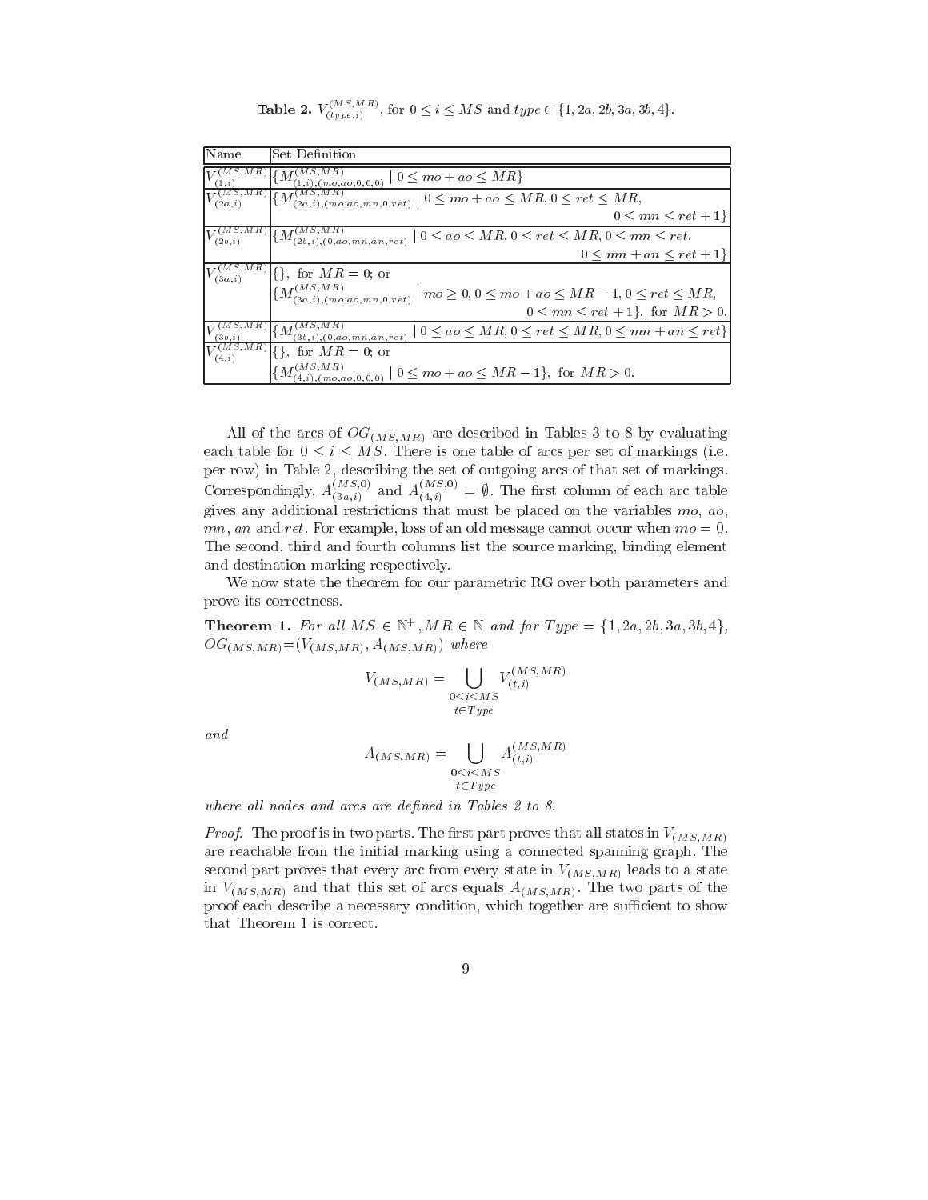**Table 2.** $V^{(MS,MR)}_{(type,i)}$, for $0 \le i \le MS$ and $type \in \{1, 2a, 2b, 3a, 3b, 4\}$.

| Name | Set Definition |
|---|---|
| $V^{(MS,MR)}_{(1,i)}$ | $\{M^{(MS,MR)}_{(1,i),(mo,ao,0,0,0)} \mid 0 \le mo + ao \le MR\}$ |
| $V^{(MS,MR)}_{(2a,i)}$ | $\{M^{(MS,MR)}_{(2a,i),(mo,ao,mn,0,ret)} \mid 0 \le mo + ao \le MR, 0 \le ret \le MR,$ $0 \le mn \le ret + 1\}$ |
| $V^{(MS,MR)}_{(2b,i)}$ | $\{M^{(MS,MR)}_{(2b,i),(0,ao,mn,an,ret)} \mid 0 \le ao \le MR, 0 \le ret \le MR, 0 \le mn \le ret,$ $0 \le mn + an \le ret + 1\}$ |
| $V^{(MS,MR)}_{(3a,i)}$ | $\{\}$, for $MR = 0$; or $\{M^{(MS,MR)}_{(3a,i),(mo,ao,mn,0,ret)} \mid mo \ge 0, 0 \le mo + ao \le MR - 1, 0 \le ret \le MR,$ $0 \le mn \le ret + 1\}$, for $MR > 0$. |
| $V^{(MS,MR)}_{(3b,i)}$ | $\{M^{(MS,MR)}_{(3b,i),(0,ao,mn,an,ret)} \mid 0 \le ao \le MR, 0 \le ret \le MR, 0 \le mn + an \le ret\}$ |
| $V^{(MS,MR)}_{(4,i)}$ | $\{\}$, for $MR = 0$; or $\{M^{(MS,MR)}_{(4,i),(mo,ao,0,0,0)} \mid 0 \le mo + ao \le MR - 1\}$, for $MR > 0$. |

All of the arcs of $OG_{(MS,MR)}$ are described in Tables 3 to 8 by evaluating each table for $0 \le i \le MS$. There is one table of arcs per set of markings (i.e. per row) in Table 2, describing the set of outgoing arcs of that set of markings. Correspondingly, $A^{(MS,0)}_{(3a,i)}$ and $A^{(MS,0)}_{(4,i)} = \emptyset$. The first column of each arc table gives any additional restrictions that must be placed on the variables $mo$, $ao$, $mn$, $an$ and $ret$. For example, loss of an old message cannot occur when $mo = 0$. The second, third and fourth columns list the source marking, binding element and destination marking respectively.

We now state the theorem for our parametric RG over both parameters and prove its correctness.

**Theorem 1.** *For all* $MS \in \mathbb{N}^+, MR \in \mathbb{N}$ *and for* $Type = \{1, 2a, 2b, 3a, 3b, 4\}$, $OG_{(MS,MR)} = (V_{(MS,MR)}, A_{(MS,MR)})$ *where*

$$V_{(MS,MR)} = \bigcup_{\substack{0 \le i \le MS \\ t \in Type}} V^{(MS,MR)}_{(t,i)}$$

*and*

$$A_{(MS,MR)} = \bigcup_{\substack{0 \le i \le MS \\ t \in Type}} A^{(MS,MR)}_{(t,i)}$$

*where all nodes and arcs are defined in Tables 2 to 8.*

*Proof.* The proof is in two parts. The first part proves that all states in $V_{(MS,MR)}$ are reachable from the initial marking using a connected spanning graph. The second part proves that every arc from every state in $V_{(MS,MR)}$ leads to a state in $V_{(MS,MR)}$ and that this set of arcs equals $A_{(MS,MR)}$. The two parts of the proof each describe a necessary condition, which together are sufficient to show that Theorem 1 is correct.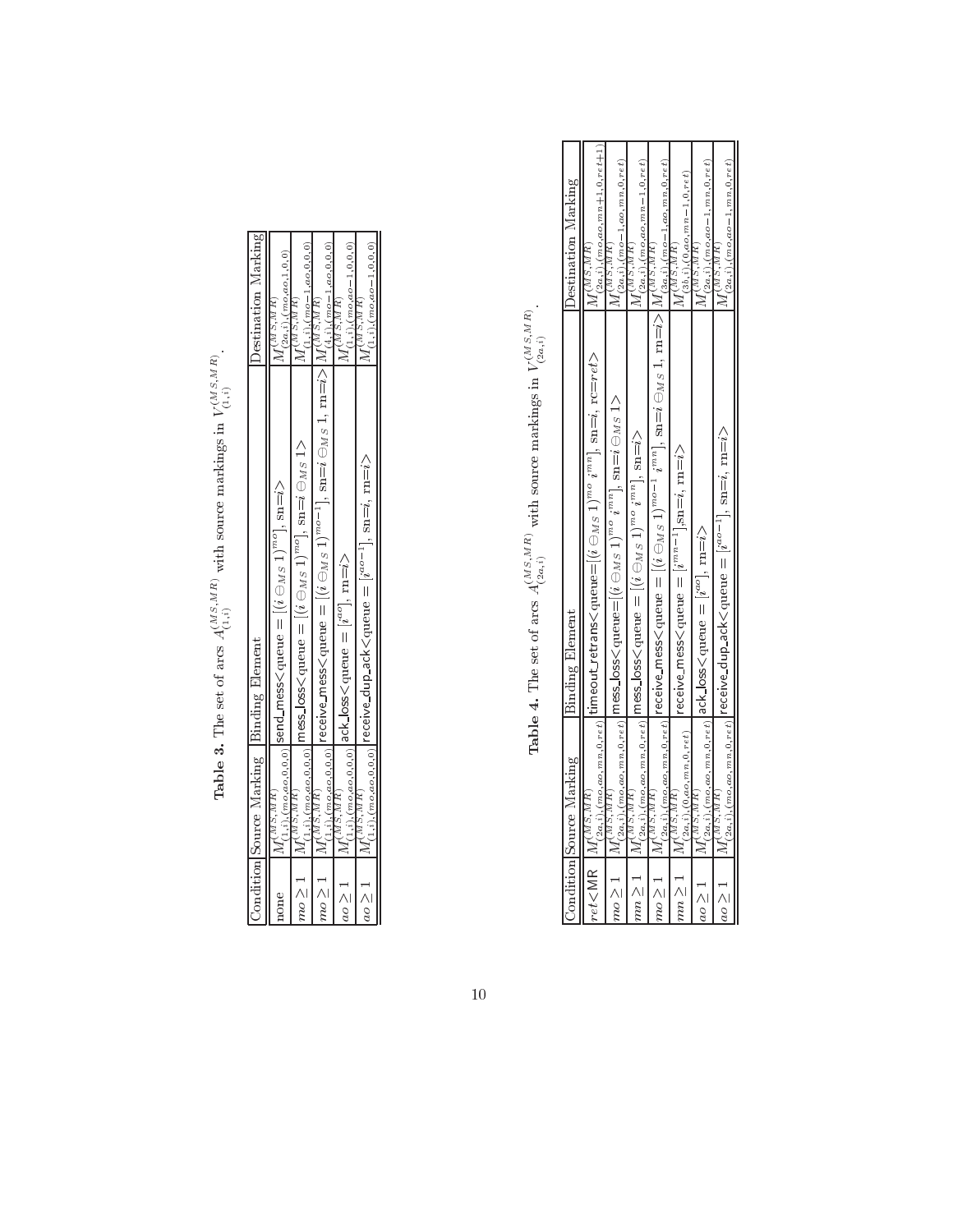**Table 3.** The set of arcs $A^{(MS,MR)}_{(1,i)}$ with source markings in $V^{(MS,MR)}_{(1,i)}$.

| Condition | Source Marking | Binding Element | Destination Marking |
|---|---|---|---|
| none | $M^{(MS,MR)}_{(1,i),(mo,ao,0,0,0)}$ | send_mess<queue $=[(i \oplus_{MS} 1)^{mo}]$, sn=$i$> | $M^{(MS,MR)}_{(2a,i),(mo,ao,1,0,0)}$ |
| $mo \geq 1$ | $M^{(MS,MR)}_{(1,i),(mo,ao,0,0,0)}$ | mess_loss< queue $=[(i \oplus_{MS} 1)^{mo}]$, sn=$i \oplus_{MS} 1$> | $M^{(MS,MR)}_{(1,i),(mo-1,ao,0,0,0)}$ |
| $mo \geq 1$ | $M^{(MS,MR)}_{(1,i),(mo,ao,0,0,0)}$ | receive_mess<queue $=[(i \oplus_{MS} 1)^{mo-1}]$, sn=$i \oplus_{MS} 1$, rn=$i$> | $M^{(MS,MR)}_{(4,i),(mo-1,ao,0,0,0)}$ |
| $ao \geq 1$ | $M^{(MS,MR)}_{(1,i),(mo,ao,0,0,0)}$ | ack_loss<queue $=[i^{ao}]$, rn=$i$> | $M^{(MS,MR)}_{(1,i),(mo,ao-1,0,0,0)}$ |
| $ao \geq 1$ | $M^{(MS,MR)}_{(1,i),(mo,ao,0,0,0)}$ | receive_dup_ack<queue $=[i^{ao-1}]$, sn=$i$, rn=$i$> | $M^{(MS,MR)}_{(1,i),(mo,ao-1,0,0,0)}$ |

**Table 4.** The set of arcs $A^{(MS,MR)}_{(2a,i)}$ with source markings in $V^{(MS,MR)}_{(2a,i)}$.

| Condition | Source Marking | Binding Element | Destination Marking |
|---|---|---|---|
| $ret$<MR | $M^{(MS,MR)}_{(2a,i),(mo,ao,mn,0,ret)}$ | timeout_retrans<queue=$[(i \oplus_{MS} 1)^{mo}\ i^{mn}]$, sn=$i$, rc=$ret$> | $M^{(MS,MR)}_{(2a,i),(mo,ao,mn+1,0,ret+1)}$ |
| $mo \geq 1$ | $M^{(MS,MR)}_{(2a,i),(mo,ao,mn,0,ret)}$ | mess_loss<queue=$[(i \oplus_{MS} 1)^{mo}\ i^{mn}]$, sn=$i \oplus_{MS} 1$> | $M^{(MS,MR)}_{(2a,i),(mo-1,ao,mn,0,ret)}$ |
| $mn \geq 1$ | $M^{(MS,MR)}_{(2a,i),(mo,ao,mn,0,ret)}$ | mess_loss<queue $=[(i \oplus_{MS} 1)^{mo}\ i^{mn}]$, sn=$i$> | $M^{(MS,MR)}_{(2a,i),(mo,ao,mn-1,0,ret)}$ |
| $mo \geq 1$ | $M^{(MS,MR)}_{(2a,i),(mo,ao,mn,0,ret)}$ | receive_mess<queue $=[(i \oplus_{MS} 1)^{mo-1}\ i^{mn}]$, sn=$i \oplus_{MS} 1$, rn=$i$> | $M^{(MS,MR)}_{(3a,i),(mo-1,ao,mn,0,ret)}$ |
| $mn \geq 1$ | $M^{(MS,MR)}_{(2a,i),(0,ao,mn,0,ret)}$ | receive_mess<queue $=[i^{mn-1}]$,sn=$i$, rn=$i$> | $M^{(MS,MR)}_{(3b,i),(0,ao,mn-1,0,ret)}$ |
| $ao \geq 1$ | $M^{(MS,MR)}_{(2a,i),(mo,ao,mn,0,ret)}$ | ack_loss<queue $=[i^{ao}]$, rn=$i$> | $M^{(MS,MR)}_{(2a,i),(mo,ao-1,mn,0,ret)}$ |
| $ao \geq 1$ | $M^{(MS,MR)}_{(2a,i),(mo,ao,mn,0,ret)}$ | receive_dup_ack<queue $=[i^{ao-1}]$, sn=$i$, rn=$i$> | $M^{(MS,MR)}_{(2a,i),(mo,ao-1,mn,0,ret)}$ |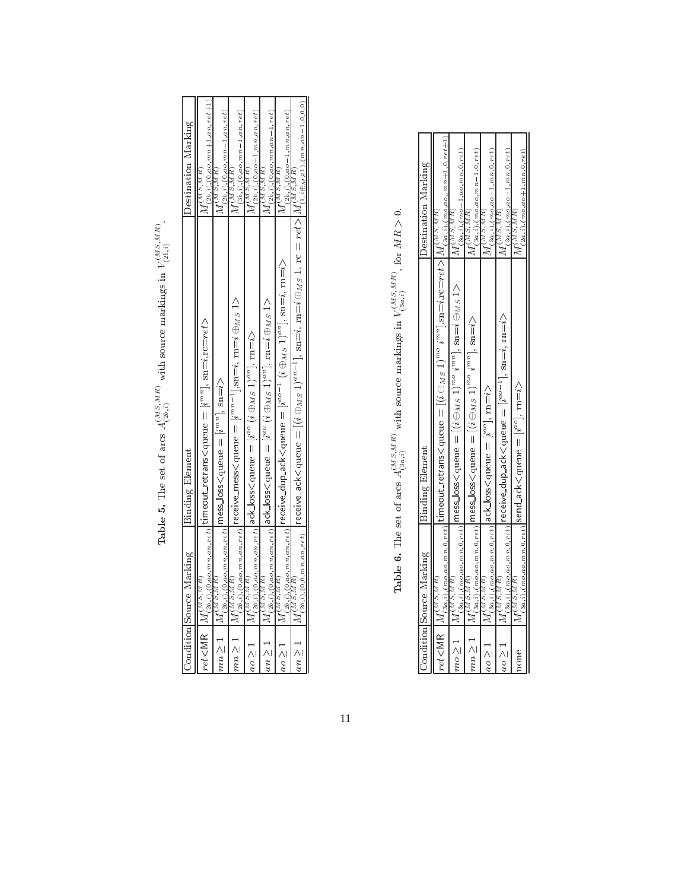**Table 5.** The set of arcs $A^{(MS,MR)}_{(2b,i)}$ with source markings in $V^{(MS,MR)}_{(2b,i)}$.

| Condition | Source Marking | Binding Element | Destination Marking |
|---|---|---|---|
| $ret$<MR | $M^{(MS,MR)}_{(2b,i),(0,ao,mn,an,ret)}$ | timeout_retrans<queue = $[i^{mn}]$, sn=$i$,rc=$ret$> | $M^{(MS,MR)}_{(2b,i),(0,ao,mn+1,an,ret+1)}$ |
| $mn \geq 1$ | $M^{(MS,MR)}_{(2b,i),(0,ao,mn,an,ret)}$ | mess_loss<queue = $[i^{mn}]$, sn=$i$> | $M^{(MS,MR)}_{(2b,i),(0,ao,mn-1,an,ret)}$ |
| $mn \geq 1$ | $M^{(MS,MR)}_{(2b,i),(0,ao,mn,an,ret)}$ | receive_mess<queue = $[i^{mn-1}]$,sn=$i$, rn=$i \oplus_{MS} 1$> | $M^{(MS,MR)}_{(3b,i),(0,ao,mn-1,an,ret)}$ |
| $ao \geq 1$ | $M^{(MS,MR)}_{(2b,i),(0,ao,mn,an,ret)}$ | ack_loss<queue = $[i^{ao}\ (i \oplus_{MS} 1)^{an}]$, rn=$i$> | $M^{(MS,MR)}_{(2b,i),(0,ao-1,mn,an,ret)}$ |
| $an \geq 1$ | $M^{(MS,MR)}_{(2b,i),(0,ao,mn,an,ret)}$ | ack_loss<queue = $[i^{ao}\ (i \oplus_{MS} 1)^{an}]$, rn=$i \oplus_{MS} 1$> | $M^{(MS,MR)}_{(2b,i),(0,ao,mn,an-1,ret)}$ |
| $ao \geq 1$ | $M^{(MS,MR)}_{(2b,i),(0,ao,mn,an,ret)}$ | receive_dup_ack<queue = $[i^{ao-1}\ (i \oplus_{MS} 1)^{an}]$, sn=$i$, rn=$i$> | $M^{(MS,MR)}_{(2b,i),(0,ao-1,mn,an,ret)}$ |
| $an \geq 1$ | $M^{(MS,MR)}_{(2b,i),(0,0,mn,an,ret)}$ | receive_ack<queue = $[(i \oplus_{MS} 1)^{an-1}]$, sn=$i$, rn=$i \oplus_{MS} 1$, rc = $ret$> | $M^{(MS,MR)}_{(1,i \oplus_{MS} 1),(mn,an-1,0,0,0)}$ |

**Table 6.** The set of arcs $A^{(MS,MR)}_{(3a,i)}$ with source markings in $V^{(MS,MR)}_{(3a,i)}$, for $MR > 0$.

| Condition | Source Marking | Binding Element | Destination Marking |
|---|---|---|---|
| $ret$<MR | $M^{(MS,MR)}_{(3a,i),(mo,ao,mn,0,ret)}$ | timeout_retrans<queue = $[(i \ominus_{MS} 1)^{mo}\ i^{mn}]$,sn=$i$,rc=$ret$> | $M^{(MS,MR)}_{(3a,i),(mo,ao,,mn+1,0,ret+1)}$ |
| $mo \geq 1$ | $M^{(MS,MR)}_{(3a,i),(mo,ao,mn,0,ret)}$ | mess_loss<queue = $[(i \ominus_{MS} 1)^{mo}\ i^{mn}]$, sn=$i \ominus_{MS} 1$> | $M^{(MS,MR)}_{(3a,i),(mo-1,ao,mn,0,ret)}$ |
| $mn \geq 1$ | $M^{(MS,MR)}_{(3a,i),(mo,ao,mn,0,ret)}$ | mess_loss<queue = $[(i \ominus_{MS} 1)^{mo}\ i^{mn}]$, sn=$i$> | $M^{(MS,MR)}_{(3a,i),(mo,ao,mn-1,0,ret)}$ |
| $ao \geq 1$ | $M^{(MS,MR)}_{(3a,i),(mo,ao,mn,0,ret)}$ | ack_loss<queue = $[i^{ao}]$, rn=$i$> | $M^{(MS,MR)}_{(3a,i),(mo,ao-1,mn,0,ret)}$ |
| $ao \geq 1$ | $M^{(MS,MR)}_{(3a,i),(mo,ao,mn,0,ret)}$ | receive_dup_ack<queue = $[i^{ao-1}]$, sn=$i$, rn=$i$> | $M^{(MS,MR)}_{(3a,i),(mo,ao-1,mn,0,ret)}$ |
| none | $M^{(MS,MR)}_{(3a,i),(mo,ao,mn,0,ret)}$ | send_ack<queue = $[i^{ao}]$, rn=$i$> | $M^{(MS,MR)}_{(2a,i),(mo,ao+1,mn,0,ret)}$ |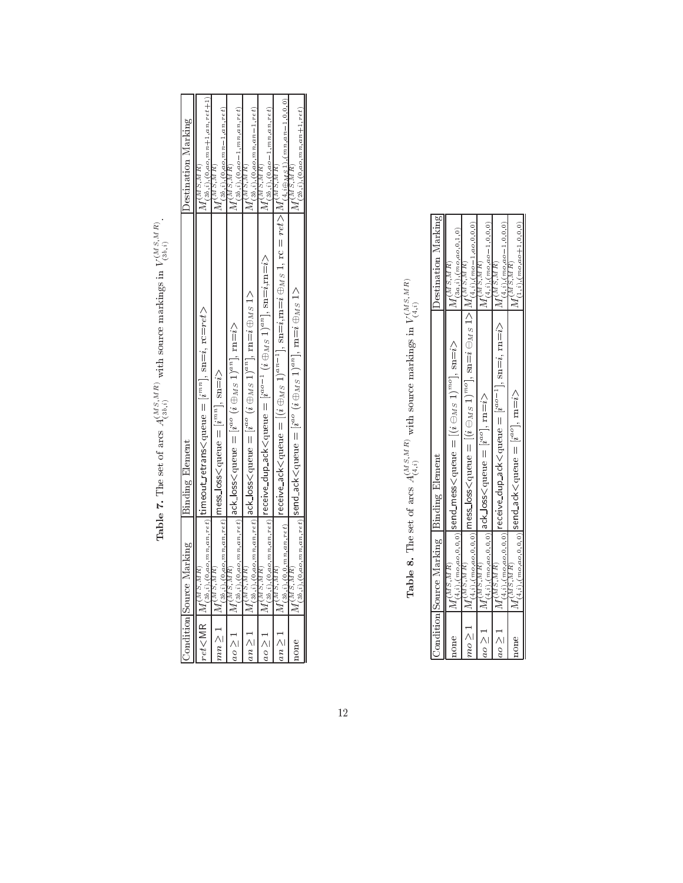**Table 7.** The set of arcs $A^{(MS,MR)}_{(3b,i)}$ with source markings in $V^{(MS,MR)}_{(3b,i)}$.

| Condition | Source Marking | Binding Element | Destination Marking |
|---|---|---|---|
| $ret$<MR | $M^{(MS,MR)}_{(3b,i),(0,ao,mn,an,ret)}$ | timeout_retrans< queue = $[i^{mn}]$, sn=$i$, rc=$ret$> | $M^{(MS,MR)}_{(3b,i),(0,ao,mn+1,an,ret+1)}$ |
| $mn \geq 1$ | $M^{(MS,MR)}_{(3b,i),(0,ao,mn,an,ret)}$ | mess_loss< queue = $[i^{mn}]$, sn=$i$> | $M^{(MS,MR)}_{(3b,i),(0,ao,mn-1,an,ret)}$ |
| $ao \geq 1$ | $M^{(MS,MR)}_{(3b,i),(0,ao,mn,an,ret)}$ | ack_loss< queue = $[i^{ao}\ (i \oplus_{MS} 1)^{an}]$, rn=$i$> | $M^{(MS,MR)}_{(3b,i),(0,ao-1,mn,an,ret)}$ |
| $an \geq 1$ | $M^{(MS,MR)}_{(3b,i),(0,ao,mn,an,ret)}$ | ack_loss< queue = $[i^{ao}\ (i \oplus_{MS} 1)^{an}]$, rn=$i \oplus_{MS} 1$> | $M^{(MS,MR)}_{(3b,i),(0,ao,mn,an-1,ret)}$ |
| $ao \geq 1$ | $M^{(MS,MR)}_{(3b,i),(0,ao,mn,an,ret)}$ | receive_dup_ack< queue = $[i^{ao-1}\ (i \oplus_{MS} 1)^{an}]$, sn=$i$,rn=$i$> | $M^{(MS,MR)}_{(3b,i),(0,ao-1,mn,an,ret)}$ |
| $an \geq 1$ | $M^{(MS,MR)}_{(3b,i),(0,0,mn,an,ret)}$ | receive_ack< queue = $[(i \oplus_{MS} 1)^{an-1}]$, sn=$i$,rn=$i \oplus_{MS} 1$, rc = $ret$> | $M^{(MS,MR)}_{(4,i\oplus_{MS}1),(mn,an-1,0,0,0)}$ |
| none | $M^{(MS,MR)}_{(3b,i),(0,ao,mn,an,ret)}$ | send_ack< queue = $[i^{ao}\ (i \oplus_{MS} 1)^{an}]$, rn=$i \oplus_{MS} 1$> | $M^{(MS,MR)}_{(2b,i),(0,ao,mn,an+1,ret)}$ |

**Table 8.** The set of arcs $A^{(MS,MR)}_{(4,i)}$ with source markings in $V^{(MS,MR)}_{(4,i)}$

| Condition | Source Marking | Binding Element | Destination Marking |
|---|---|---|---|
| none | $M^{(MS,MR)}_{(4,i),(mo,ao,0,0,0)}$ | send_mess< queue = $[(i \ominus_{MS} 1)^{mo}]$, sn=$i$> | $M^{(MS,MR)}_{(3a,i),(mo,ao,0,1,0)}$ |
| $mo \geq 1$ | $M^{(MS,MR)}_{(4,i),(mo,ao,0,0,0)}$ | mess_loss< queue = $[(i \ominus_{MS} 1)^{mo}]$, sn=$i \ominus_{MS} 1$> | $M^{(MS,MR)}_{(4,i),(mo-1,ao,0,0,0)}$ |
| $ao \geq 1$ | $M^{(MS,MR)}_{(4,i),(mo,ao,0,0,0)}$ | ack_loss< queue = $[i^{ao}]$, rn=$i$> | $M^{(MS,MR)}_{(4,i),(mo,ao-1,0,0,0)}$ |
| $ao \geq 1$ | $M^{(MS,MR)}_{(4,i),(mo,ao,0,0,0)}$ | receive_dup_ack< queue = $[i^{ao-1}]$, sn=$i$, rn=$i$> | $M^{(MS,MR)}_{(4,i),(mo,ao-1,0,0,0)}$ |
| none | $M^{(MS,MR)}_{(4,i),(mo,ao,0,0,0)}$ | send_ack< queue = $[i^{ao}]$, rn=$i$> | $M^{(MS,MR)}_{(1,i),(mo,ao+1,0,0,0)}$ |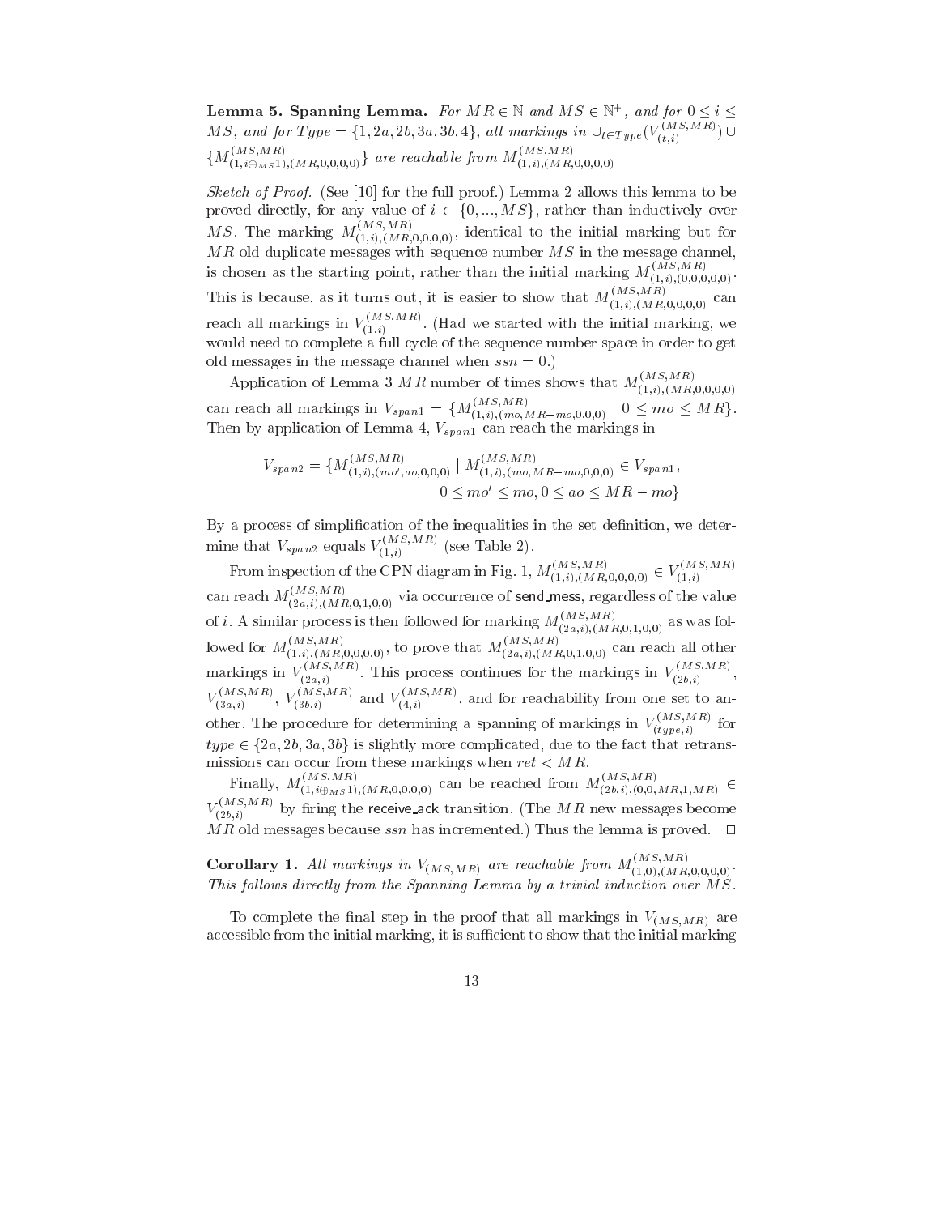**Lemma 5. Spanning Lemma.** *For $MR \in \mathbb{N}$ and $MS \in \mathbb{N}^+$, and for $0 \leq i \leq MS$, and for $Type = \{1, 2a, 2b, 3a, 3b, 4\}$, all markings in $\cup_{t \in Type}(V_{(t,i)}^{(MS,MR)}) \cup \{M_{(1,i \oplus_{MS} 1),(MR,0,0,0,0)}^{(MS,MR)}\}$ are reachable from $M_{(1,i),(MR,0,0,0,0)}^{(MS,MR)}$*

*Sketch of Proof.* (See [10] for the full proof.) Lemma 2 allows this lemma to be proved directly, for any value of $i \in \{0, ..., MS\}$, rather than inductively over $MS$. The marking $M_{(1,i),(MR,0,0,0,0)}^{(MS,MR)}$, identical to the initial marking but for $MR$ old duplicate messages with sequence number $MS$ in the message channel, is chosen as the starting point, rather than the initial marking $M_{(1,i),(0,0,0,0,0)}^{(MS,MR)}$. This is because, as it turns out, it is easier to show that $M_{(1,i),(MR,0,0,0,0)}^{(MS,MR)}$ can reach all markings in $V_{(1,i)}^{(MS,MR)}$. (Had we started with the initial marking, we would need to complete a full cycle of the sequence number space in order to get old messages in the message channel when $ssn = 0$.)

Application of Lemma 3 $MR$ number of times shows that $M_{(1,i),(MR,0,0,0,0)}^{(MS,MR)}$ can reach all markings in $V_{span1} = \{M_{(1,i),(mo,MR-mo,0,0,0)}^{(MS,MR)} \mid 0 \leq mo \leq MR\}$. Then by application of Lemma 4, $V_{span1}$ can reach the markings in

$$V_{span2} = \{M_{(1,i),(mo',ao,0,0,0)}^{(MS,MR)} \mid M_{(1,i),(mo,MR-mo,0,0,0)}^{(MS,MR)} \in V_{span1}, \\ 0 \leq mo' \leq mo, 0 \leq ao \leq MR - mo\}$$

By a process of simplification of the inequalities in the set definition, we determine that $V_{span2}$ equals $V_{(1,i)}^{(MS,MR)}$ (see Table 2).

From inspection of the CPN diagram in Fig. 1, $M_{(1,i),(MR,0,0,0,0)}^{(MS,MR)} \in V_{(1,i)}^{(MS,MR)}$ can reach $M_{(2a,i),(MR,0,1,0,0)}^{(MS,MR)}$ via occurrence of send_mess, regardless of the value of $i$. A similar process is then followed for marking $M_{(2a,i),(MR,0,1,0,0)}^{(MS,MR)}$ as was followed for $M_{(1,i),(MR,0,0,0,0)}^{(MS,MR)}$, to prove that $M_{(2a,i),(MR,0,1,0,0)}^{(MS,MR)}$ can reach all other markings in $V_{(2a,i)}^{(MS,MR)}$. This process continues for the markings in $V_{(2b,i)}^{(MS,MR)}$, $V_{(3a,i)}^{(MS,MR)}$, $V_{(3b,i)}^{(MS,MR)}$ and $V_{(4,i)}^{(MS,MR)}$, and for reachability from one set to another. The procedure for determining a spanning of markings in $V_{(type,i)}^{(MS,MR)}$ for $type \in \{2a, 2b, 3a, 3b\}$ is slightly more complicated, due to the fact that retransmissions can occur from these markings when $ret < MR$.

Finally, $M_{(1,i \oplus_{MS} 1),(MR,0,0,0,0)}^{(MS,MR)}$ can be reached from $M_{(2b,i),(0,0,MR,1,MR)}^{(MS,MR)} \in V_{(2b,i)}^{(MS,MR)}$ by firing the receive_ack transition. (The $MR$ new messages become $MR$ old messages because $ssn$ has incremented.) Thus the lemma is proved. □

**Corollary 1.** *All markings in $V_{(MS,MR)}$ are reachable from $M_{(1,0),(MR,0,0,0,0)}^{(MS,MR)}$. This follows directly from the Spanning Lemma by a trivial induction over $MS$.*

To complete the final step in the proof that all markings in $V_{(MS,MR)}$ are accessible from the initial marking, it is sufficient to show that the initial marking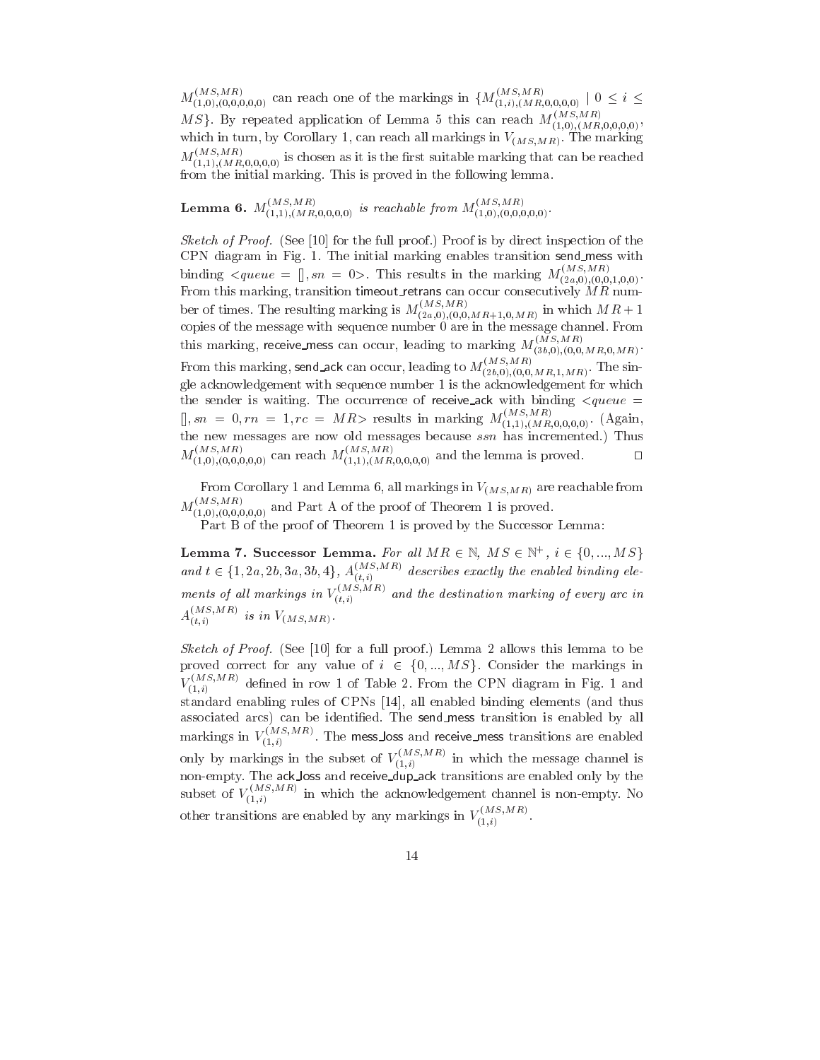$M^{(MS,MR)}_{(1,0),(0,0,0,0,0)}$ can reach one of the markings in $\{M^{(MS,MR)}_{(1,i),(MR,0,0,0,0)} \mid 0 \leq i \leq MS\}$. By repeated application of Lemma 5 this can reach $M^{(MS,MR)}_{(1,0),(MR,0,0,0,0)}$, which in turn, by Corollary 1, can reach all markings in $V_{(MS,MR)}$. The marking $M^{(MS,MR)}_{(1,1),(MR,0,0,0,0)}$ is chosen as it is the first suitable marking that can be reached from the initial marking. This is proved in the following lemma.

**Lemma 6.** *$M^{(MS,MR)}_{(1,1),(MR,0,0,0,0)}$ is reachable from $M^{(MS,MR)}_{(1,0),(0,0,0,0,0)}$.*

*Sketch of Proof.* (See [10] for the full proof.) Proof is by direct inspection of the CPN diagram in Fig. 1. The initial marking enables transition send_mess with binding $<queue = [], sn = 0>$. This results in the marking $M^{(MS,MR)}_{(2a,0),(0,0,1,0,0)}$. From this marking, transition timeout_retrans can occur consecutively $MR$ number of times. The resulting marking is $M^{(MS,MR)}_{(2a,0),(0,0,MR+1,0,MR)}$ in which $MR+1$ copies of the message with sequence number 0 are in the message channel. From this marking, receive_mess can occur, leading to marking $M^{(MS,MR)}_{(3b,0),(0,0,MR,0,MR)}$. From this marking, send_ack can occur, leading to $M^{(MS,MR)}_{(2b,0),(0,0,MR,1,MR)}$. The single acknowledgement with sequence number 1 is the acknowledgement for which the sender is waiting. The occurrence of receive_ack with binding $<queue = [], sn = 0, rn = 1, rc = MR>$ results in marking $M^{(MS,MR)}_{(1,1),(MR,0,0,0,0)}$. (Again, the new messages are now old messages because $ssn$ has incremented.) Thus $M^{(MS,MR)}_{(1,0),(0,0,0,0,0)}$ can reach $M^{(MS,MR)}_{(1,1),(MR,0,0,0,0)}$ and the lemma is proved. □

From Corollary 1 and Lemma 6, all markings in $V_{(MS,MR)}$ are reachable from $M^{(MS,MR)}_{(1,0),(0,0,0,0,0)}$ and Part A of the proof of Theorem 1 is proved.

Part B of the proof of Theorem 1 is proved by the Successor Lemma:

**Lemma 7. Successor Lemma.** *For all $MR \in \mathbb{N}$, $MS \in \mathbb{N}^+$, $i \in \{0, ..., MS\}$ and $t \in \{1, 2a, 2b, 3a, 3b, 4\}$, $A^{(MS,MR)}_{(t,i)}$ describes exactly the enabled binding elements of all markings in $V^{(MS,MR)}_{(t,i)}$ and the destination marking of every arc in $A^{(MS,MR)}_{(t,i)}$ is in $V_{(MS,MR)}$.*

*Sketch of Proof.* (See [10] for a full proof.) Lemma 2 allows this lemma to be proved correct for any value of $i \in \{0, ..., MS\}$. Consider the markings in $V^{(MS,MR)}_{(1,i)}$ defined in row 1 of Table 2. From the CPN diagram in Fig. 1 and standard enabling rules of CPNs [14], all enabled binding elements (and thus associated arcs) can be identified. The send_mess transition is enabled by all markings in $V^{(MS,MR)}_{(1,i)}$. The mess_loss and receive_mess transitions are enabled only by markings in the subset of $V^{(MS,MR)}_{(1,i)}$ in which the message channel is non-empty. The ack_loss and receive_dup_ack transitions are enabled only by the subset of $V^{(MS,MR)}_{(1,i)}$ in which the acknowledgement channel is non-empty. No other transitions are enabled by any markings in $V^{(MS,MR)}_{(1,i)}$.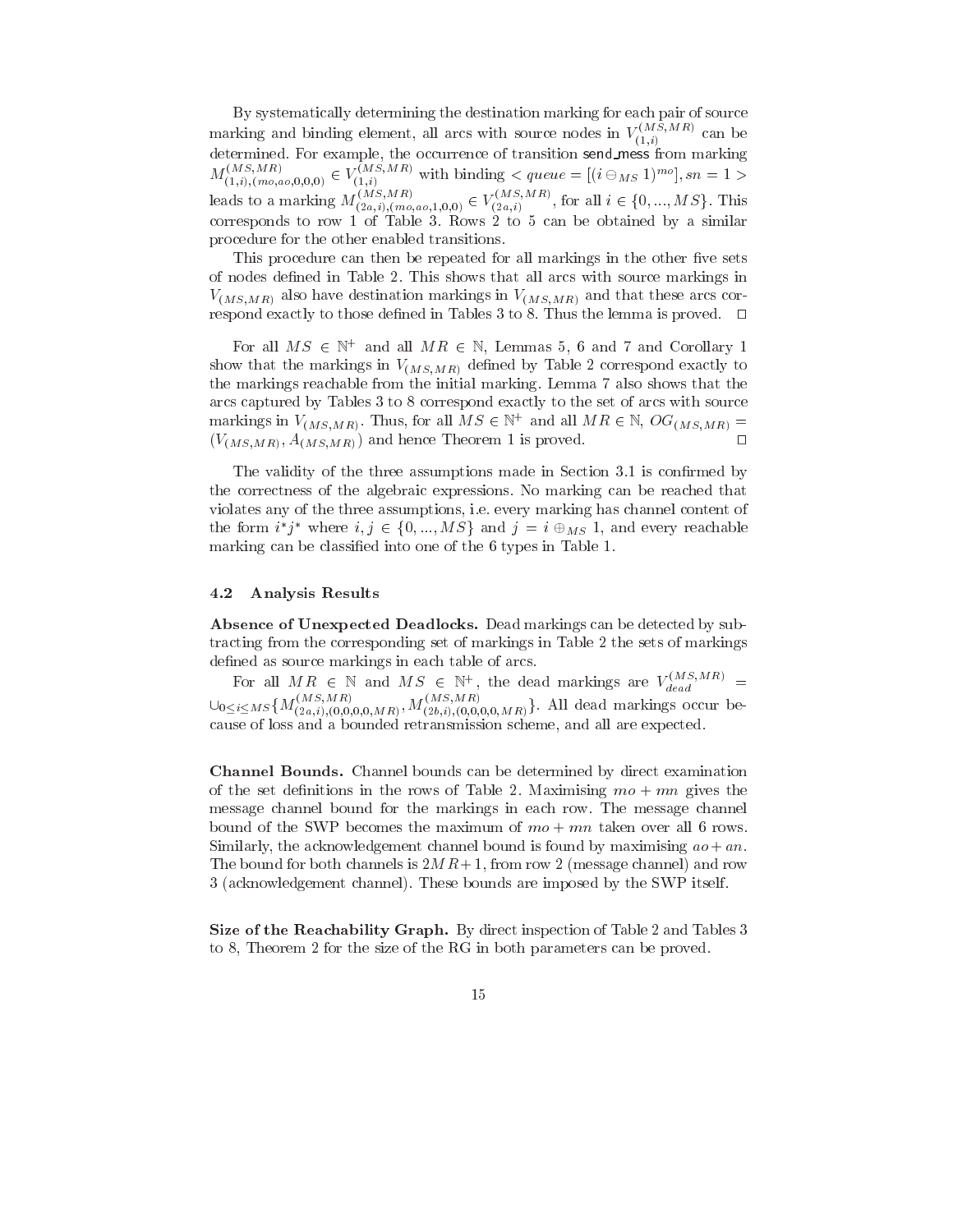By systematically determining the destination marking for each pair of source marking and binding element, all arcs with source nodes in $V_{(1,i)}^{(MS,MR)}$ can be determined. For example, the occurrence of transition send_mess from marking $M_{(1,i),(mo,ao,0,0,0)}^{(MS,MR)} \in V_{(1,i)}^{(MS,MR)}$ with binding $< queue = [(i \ominus_{MS} 1)^{mo}], sn = 1 >$ leads to a marking $M_{(2a,i),(mo,ao,1,0,0)}^{(MS,MR)} \in V_{(2a,i)}^{(MS,MR)}$, for all $i \in \{0, ..., MS\}$. This corresponds to row 1 of Table 3. Rows 2 to 5 can be obtained by a similar procedure for the other enabled transitions.

This procedure can then be repeated for all markings in the other five sets of nodes defined in Table 2. This shows that all arcs with source markings in $V_{(MS,MR)}$ also have destination markings in $V_{(MS,MR)}$ and that these arcs correspond exactly to those defined in Tables 3 to 8. Thus the lemma is proved. □

For all $MS \in \mathbb{N}^+$ and all $MR \in \mathbb{N}$, Lemmas 5, 6 and 7 and Corollary 1 show that the markings in $V_{(MS,MR)}$ defined by Table 2 correspond exactly to the markings reachable from the initial marking. Lemma 7 also shows that the arcs captured by Tables 3 to 8 correspond exactly to the set of arcs with source markings in $V_{(MS,MR)}$. Thus, for all $MS \in \mathbb{N}^+$ and all $MR \in \mathbb{N}$, $OG_{(MS,MR)} = (V_{(MS,MR)}, A_{(MS,MR)})$ and hence Theorem 1 is proved. □

The validity of the three assumptions made in Section 3.1 is confirmed by the correctness of the algebraic expressions. No marking can be reached that violates any of the three assumptions, i.e. every marking has channel content of the form $i^*j^*$ where $i, j \in \{0, ..., MS\}$ and $j = i \oplus_{MS} 1$, and every reachable marking can be classified into one of the 6 types in Table 1.

### 4.2 Analysis Results

**Absence of Unexpected Deadlocks.** Dead markings can be detected by subtracting from the corresponding set of markings in Table 2 the sets of markings defined as source markings in each table of arcs.

For all $MR \in \mathbb{N}$ and $MS \in \mathbb{N}^+$, the dead markings are $V_{dead}^{(MS,MR)} = \cup_{0 \leq i \leq MS} \{M_{(2a,i),(0,0,0,0,MR)}^{(MS,MR)}, M_{(2b,i),(0,0,0,0,MR)}^{(MS,MR)}\}$. All dead markings occur because of loss and a bounded retransmission scheme, and all are expected.

**Channel Bounds.** Channel bounds can be determined by direct examination of the set definitions in the rows of Table 2. Maximising $mo + mn$ gives the message channel bound for the markings in each row. The message channel bound of the SWP becomes the maximum of $mo + mn$ taken over all 6 rows. Similarly, the acknowledgement channel bound is found by maximising $ao + an$. The bound for both channels is $2MR + 1$, from row 2 (message channel) and row 3 (acknowledgement channel). These bounds are imposed by the SWP itself.

**Size of the Reachability Graph.** By direct inspection of Table 2 and Tables 3 to 8, Theorem 2 for the size of the RG in both parameters can be proved.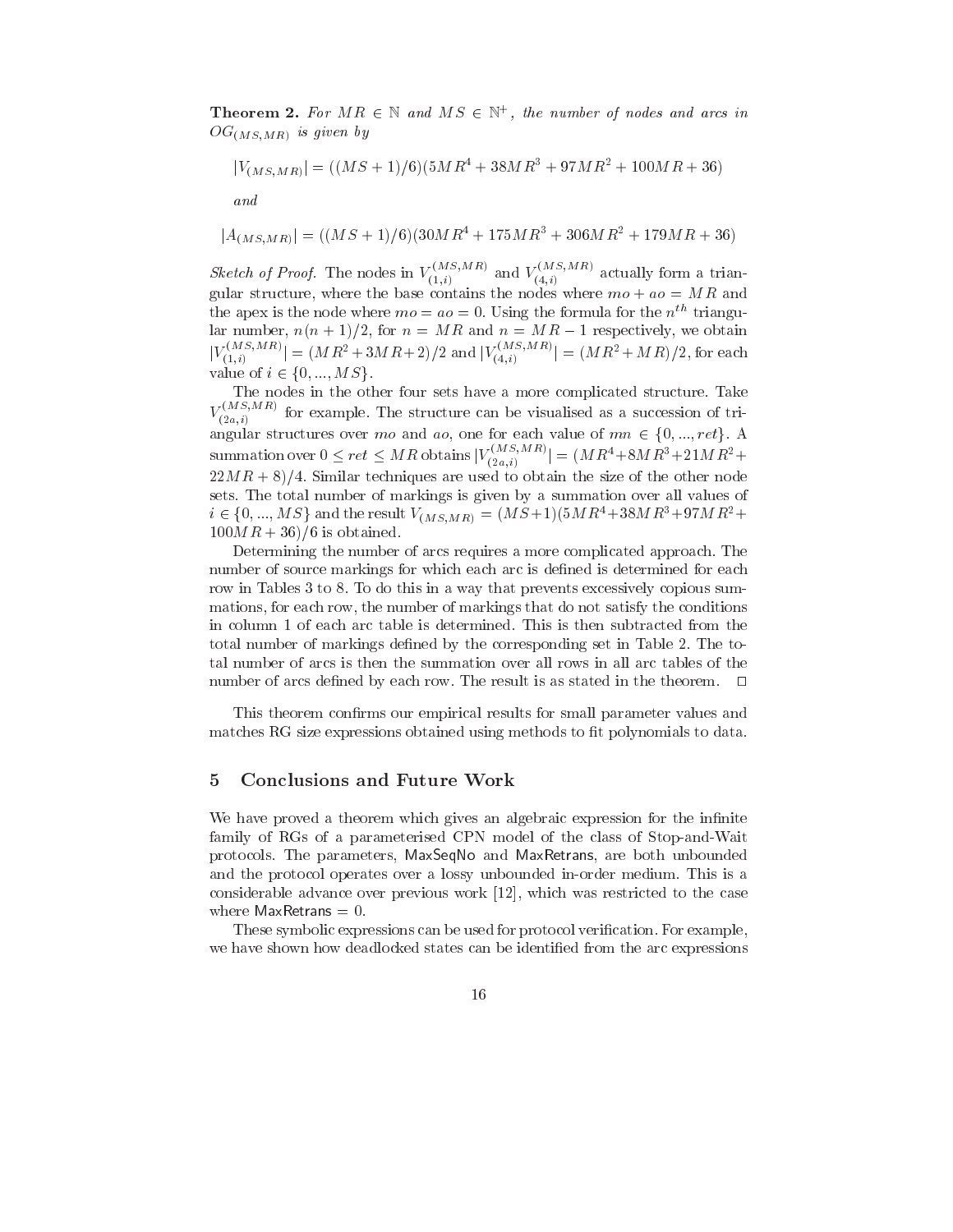**Theorem 2.** *For $MR \in \mathbb{N}$ and $MS \in \mathbb{N}^+$, the number of nodes and arcs in $OG_{(MS,MR)}$ is given by*

$$|V_{(MS,MR)}| = ((MS+1)/6)(5MR^4 + 38MR^3 + 97MR^2 + 100MR + 36)$$

*and*

$$|A_{(MS,MR)}| = ((MS+1)/6)(30MR^4 + 175MR^3 + 306MR^2 + 179MR + 36)$$

*Sketch of Proof.* The nodes in $V_{(1,i)}^{(MS,MR)}$ and $V_{(4,i)}^{(MS,MR)}$ actually form a triangular structure, where the base contains the nodes where $mo + ao = MR$ and the apex is the node where $mo = ao = 0$. Using the formula for the $n^{th}$ triangular number, $n(n+1)/2$, for $n = MR$ and $n = MR - 1$ respectively, we obtain $|V_{(1,i)}^{(MS,MR)}| = (MR^2 + 3MR + 2)/2$ and $|V_{(4,i)}^{(MS,MR)}| = (MR^2 + MR)/2$, for each value of $i \in \{0, ..., MS\}$.

The nodes in the other four sets have a more complicated structure. Take $V_{(2a,i)}^{(MS,MR)}$ for example. The structure can be visualised as a succession of triangular structures over $mo$ and $ao$, one for each value of $mn \in \{0, ..., ret\}$. A summation over $0 \leq ret \leq MR$ obtains $|V_{(2a,i)}^{(MS,MR)}| = (MR^4 + 8MR^3 + 21MR^2 + 22MR + 8)/4$. Similar techniques are used to obtain the size of the other node sets. The total number of markings is given by a summation over all values of $i \in \{0, ..., MS\}$ and the result $V_{(MS,MR)} = (MS+1)(5MR^4 + 38MR^3 + 97MR^2 + 100MR + 36)/6$ is obtained.

Determining the number of arcs requires a more complicated approach. The number of source markings for which each arc is defined is determined for each row in Tables 3 to 8. To do this in a way that prevents excessively copious summations, for each row, the number of markings that do not satisfy the conditions in column 1 of each arc table is determined. This is then subtracted from the total number of markings defined by the corresponding set in Table 2. The total number of arcs is then the summation over all rows in all arc tables of the number of arcs defined by each row. The result is as stated in the theorem. □

This theorem confirms our empirical results for small parameter values and matches RG size expressions obtained using methods to fit polynomials to data.

## 5 Conclusions and Future Work

We have proved a theorem which gives an algebraic expression for the infinite family of RGs of a parameterised CPN model of the class of Stop-and-Wait protocols. The parameters, MaxSeqNo and MaxRetrans, are both unbounded and the protocol operates over a lossy unbounded in-order medium. This is a considerable advance over previous work [12], which was restricted to the case where MaxRetrans = 0.

These symbolic expressions can be used for protocol verification. For example, we have shown how deadlocked states can be identified from the arc expressions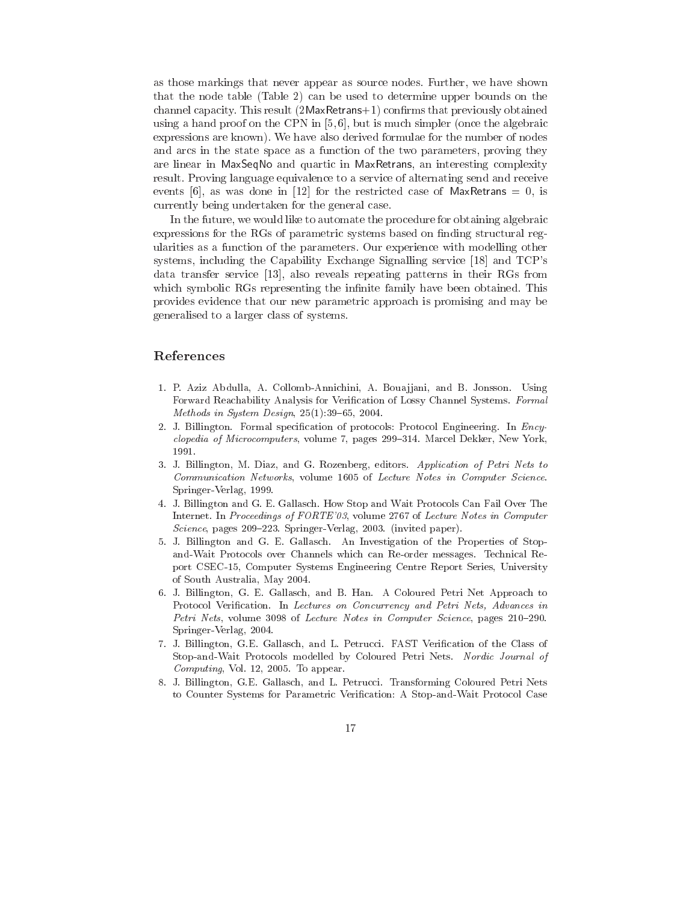as those markings that never appear as source nodes. Further, we have shown that the node table (Table 2) can be used to determine upper bounds on the channel capacity. This result (2MaxRetrans+1) confirms that previously obtained using a hand proof on the CPN in [5,6], but is much simpler (once the algebraic expressions are known). We have also derived formulae for the number of nodes and arcs in the state space as a function of the two parameters, proving they are linear in MaxSeqNo and quartic in MaxRetrans, an interesting complexity result. Proving language equivalence to a service of alternating send and receive events [6], as was done in [12] for the restricted case of MaxRetrans = 0, is currently being undertaken for the general case.

In the future, we would like to automate the procedure for obtaining algebraic expressions for the RGs of parametric systems based on finding structural regularities as a function of the parameters. Our experience with modelling other systems, including the Capability Exchange Signalling service [18] and TCP's data transfer service [13], also reveals repeating patterns in their RGs from which symbolic RGs representing the infinite family have been obtained. This provides evidence that our new parametric approach is promising and may be generalised to a larger class of systems.

## References

1. P. Aziz Abdulla, A. Collomb-Annichini, A. Bouajjani, and B. Jonsson. Using Forward Reachability Analysis for Verification of Lossy Channel Systems. *Formal Methods in System Design*, 25(1):39–65, 2004.
2. J. Billington. Formal specification of protocols: Protocol Engineering. In *Encyclopedia of Microcomputers*, volume 7, pages 299–314. Marcel Dekker, New York, 1991.
3. J. Billington, M. Diaz, and G. Rozenberg, editors. *Application of Petri Nets to Communication Networks*, volume 1605 of *Lecture Notes in Computer Science*. Springer-Verlag, 1999.
4. J. Billington and G. E. Gallasch. How Stop and Wait Protocols Can Fail Over The Internet. In *Proceedings of FORTE'03*, volume 2767 of *Lecture Notes in Computer Science*, pages 209–223. Springer-Verlag, 2003. (invited paper).
5. J. Billington and G. E. Gallasch. An Investigation of the Properties of Stop-and-Wait Protocols over Channels which can Re-order messages. Technical Report CSEC-15, Computer Systems Engineering Centre Report Series, University of South Australia, May 2004.
6. J. Billington, G. E. Gallasch, and B. Han. A Coloured Petri Net Approach to Protocol Verification. In *Lectures on Concurrency and Petri Nets, Advances in Petri Nets*, volume 3098 of *Lecture Notes in Computer Science*, pages 210–290. Springer-Verlag, 2004.
7. J. Billington, G.E. Gallasch, and L. Petrucci. FAST Verification of the Class of Stop-and-Wait Protocols modelled by Coloured Petri Nets. *Nordic Journal of Computing*, Vol. 12, 2005. To appear.
8. J. Billington, G.E. Gallasch, and L. Petrucci. Transforming Coloured Petri Nets to Counter Systems for Parametric Verification: A Stop-and-Wait Protocol Case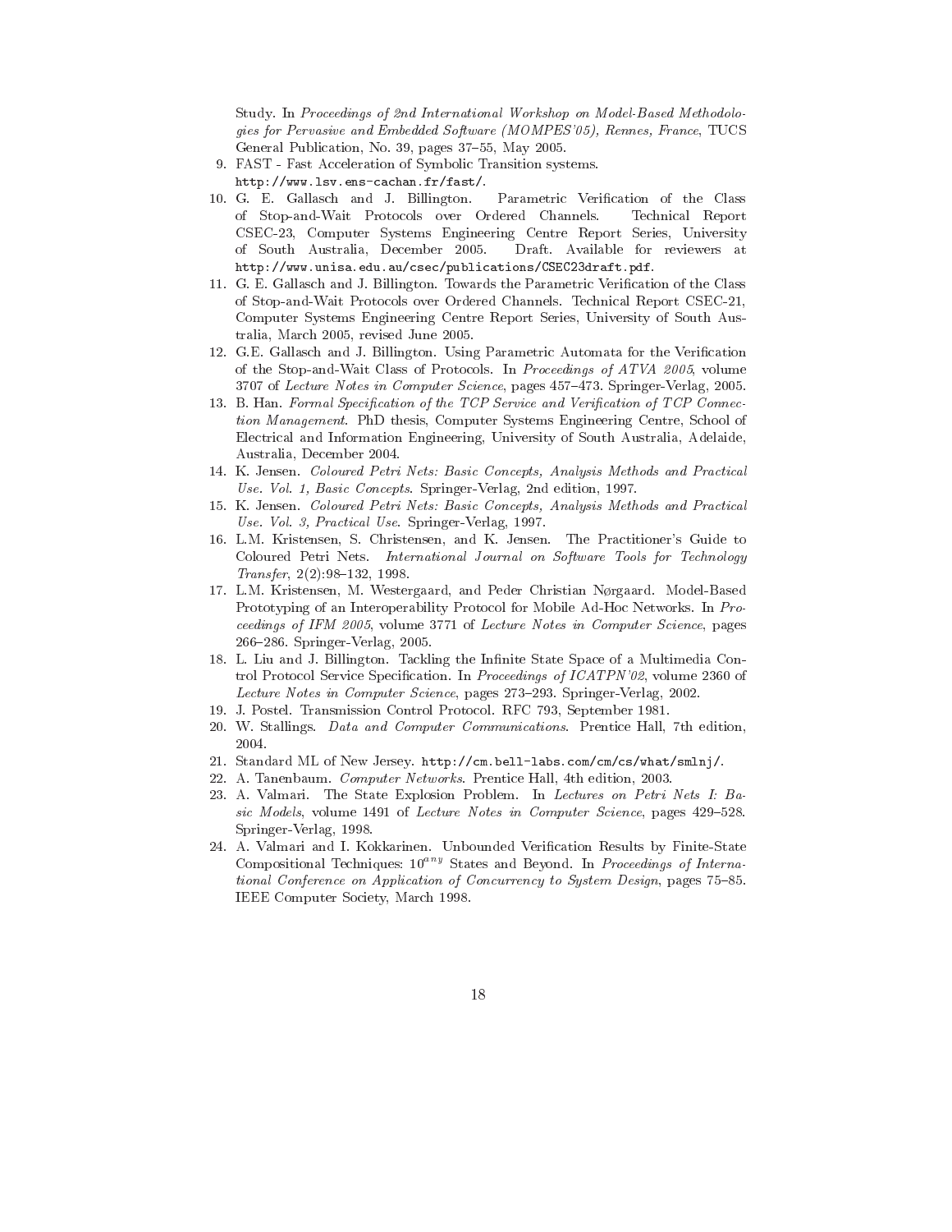Study. In *Proceedings of 2nd International Workshop on Model-Based Methodologies for Pervasive and Embedded Software (MOMPES'05), Rennes, France*, TUCS General Publication, No. 39, pages 37–55, May 2005.

9. FAST - Fast Acceleration of Symbolic Transition systems. `http://www.lsv.ens-cachan.fr/fast/`.
10. G. E. Gallasch and J. Billington. Parametric Verification of the Class of Stop-and-Wait Protocols over Ordered Channels. Technical Report CSEC-23, Computer Systems Engineering Centre Report Series, University of South Australia, December 2005. Draft. Available for reviewers at `http://www.unisa.edu.au/csec/publications/CSEC23draft.pdf`.
11. G. E. Gallasch and J. Billington. Towards the Parametric Verification of the Class of Stop-and-Wait Protocols over Ordered Channels. Technical Report CSEC-21, Computer Systems Engineering Centre Report Series, University of South Australia, March 2005, revised June 2005.
12. G.E. Gallasch and J. Billington. Using Parametric Automata for the Verification of the Stop-and-Wait Class of Protocols. In *Proceedings of ATVA 2005*, volume 3707 of *Lecture Notes in Computer Science*, pages 457–473. Springer-Verlag, 2005.
13. B. Han. *Formal Specification of the TCP Service and Verification of TCP Connection Management*. PhD thesis, Computer Systems Engineering Centre, School of Electrical and Information Engineering, University of South Australia, Adelaide, Australia, December 2004.
14. K. Jensen. *Coloured Petri Nets: Basic Concepts, Analysis Methods and Practical Use. Vol. 1, Basic Concepts*. Springer-Verlag, 2nd edition, 1997.
15. K. Jensen. *Coloured Petri Nets: Basic Concepts, Analysis Methods and Practical Use. Vol. 3, Practical Use*. Springer-Verlag, 1997.
16. L.M. Kristensen, S. Christensen, and K. Jensen. The Practitioner's Guide to Coloured Petri Nets. *International Journal on Software Tools for Technology Transfer*, 2(2):98–132, 1998.
17. L.M. Kristensen, M. Westergaard, and Peder Christian Nørgaard. Model-Based Prototyping of an Interoperability Protocol for Mobile Ad-Hoc Networks. In *Proceedings of IFM 2005*, volume 3771 of *Lecture Notes in Computer Science*, pages 266–286. Springer-Verlag, 2005.
18. L. Liu and J. Billington. Tackling the Infinite State Space of a Multimedia Control Protocol Service Specification. In *Proceedings of ICATPN'02*, volume 2360 of *Lecture Notes in Computer Science*, pages 273–293. Springer-Verlag, 2002.
19. J. Postel. Transmission Control Protocol. RFC 793, September 1981.
20. W. Stallings. *Data and Computer Communications*. Prentice Hall, 7th edition, 2004.
21. Standard ML of New Jersey. `http://cm.bell-labs.com/cm/cs/what/smlnj/`.
22. A. Tanenbaum. *Computer Networks*. Prentice Hall, 4th edition, 2003.
23. A. Valmari. The State Explosion Problem. In *Lectures on Petri Nets I: Basic Models*, volume 1491 of *Lecture Notes in Computer Science*, pages 429–528. Springer-Verlag, 1998.
24. A. Valmari and I. Kokkarinen. Unbounded Verification Results by Finite-State Compositional Techniques: $10^{any}$ States and Beyond. In *Proceedings of International Conference on Application of Concurrency to System Design*, pages 75–85. IEEE Computer Society, March 1998.